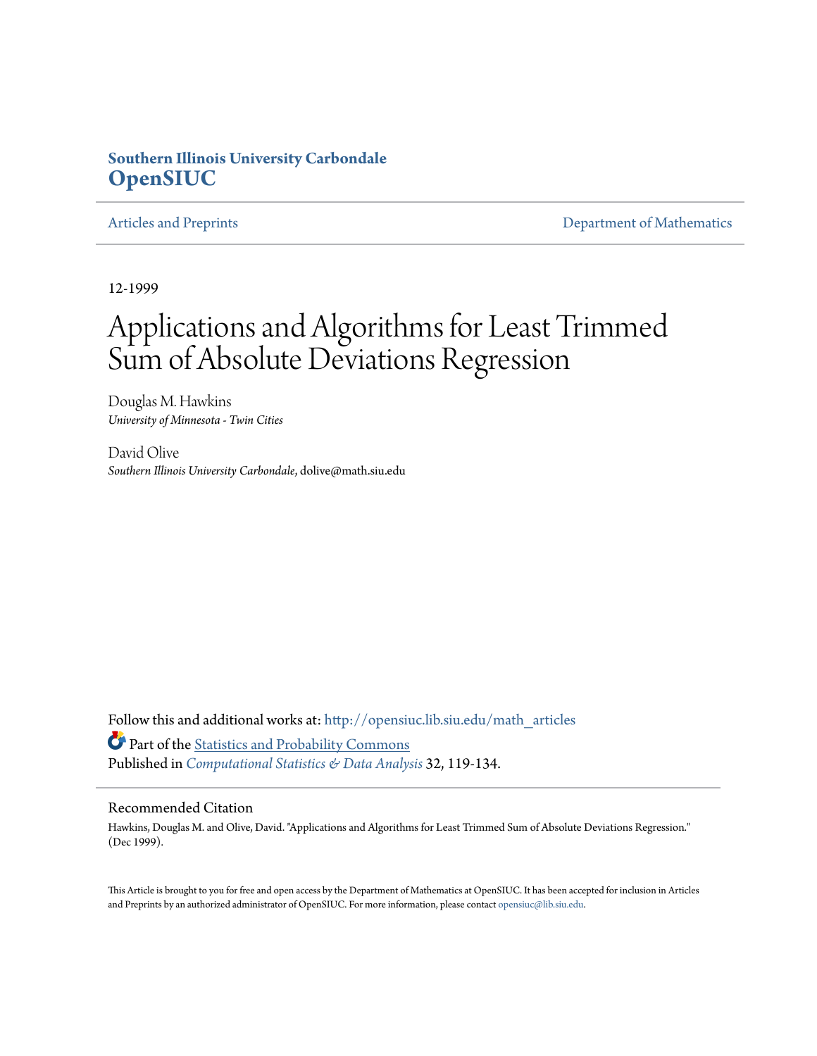**Southern Illinois University Carbondale**
**OpenSIUC**

Articles and Preprints | Department of Mathematics

12-1999

# Applications and Algorithms for Least Trimmed Sum of Absolute Deviations Regression

Douglas M. Hawkins
*University of Minnesota - Twin Cities*

David Olive
*Southern Illinois University Carbondale*, dolive@math.siu.edu

Follow this and additional works at: http://opensiuc.lib.siu.edu/math_articles

Part of the Statistics and Probability Commons

Published in *Computational Statistics & Data Analysis* 32, 119-134.

## Recommended Citation

Hawkins, Douglas M. and Olive, David. "Applications and Algorithms for Least Trimmed Sum of Absolute Deviations Regression." (Dec 1999).

This Article is brought to you for free and open access by the Department of Mathematics at OpenSIUC. It has been accepted for inclusion in Articles and Preprints by an authorized administrator of OpenSIUC. For more information, please contact opensiuc@lib.siu.edu.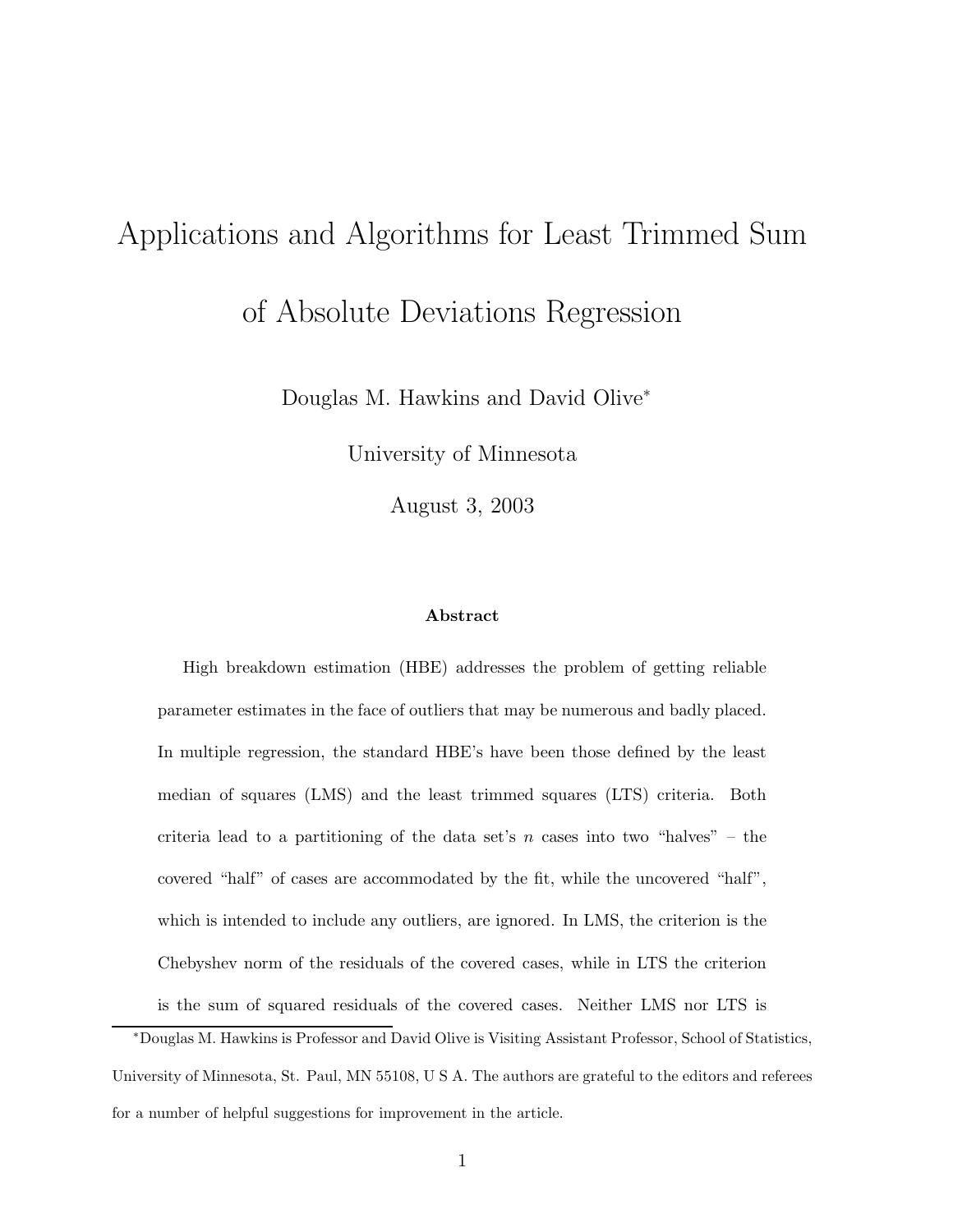# Applications and Algorithms for Least Trimmed Sum of Absolute Deviations Regression

Douglas M. Hawkins and David Olive*

University of Minnesota

August 3, 2003

### Abstract

High breakdown estimation (HBE) addresses the problem of getting reliable parameter estimates in the face of outliers that may be numerous and badly placed. In multiple regression, the standard HBE's have been those defined by the least median of squares (LMS) and the least trimmed squares (LTS) criteria. Both criteria lead to a partitioning of the data set's $n$ cases into two "halves" – the covered "half" of cases are accommodated by the fit, while the uncovered "half", which is intended to include any outliers, are ignored. In LMS, the criterion is the Chebyshev norm of the residuals of the covered cases, while in LTS the criterion is the sum of squared residuals of the covered cases. Neither LMS nor LTS is

*Douglas M. Hawkins is Professor and David Olive is Visiting Assistant Professor, School of Statistics, University of Minnesota, St. Paul, MN 55108, U S A. The authors are grateful to the editors and referees for a number of helpful suggestions for improvement in the article.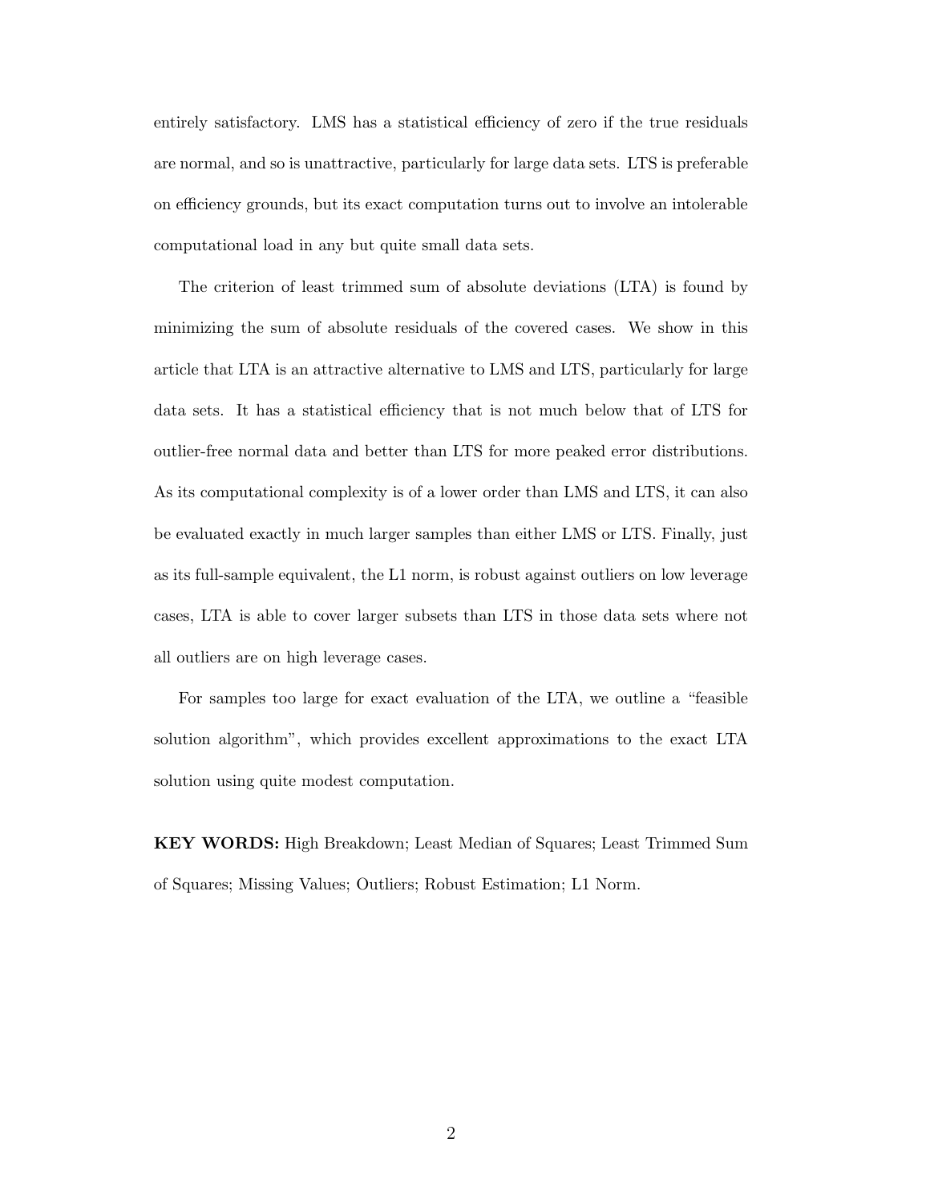entirely satisfactory. LMS has a statistical efficiency of zero if the true residuals are normal, and so is unattractive, particularly for large data sets. LTS is preferable on efficiency grounds, but its exact computation turns out to involve an intolerable computational load in any but quite small data sets.

The criterion of least trimmed sum of absolute deviations (LTA) is found by minimizing the sum of absolute residuals of the covered cases. We show in this article that LTA is an attractive alternative to LMS and LTS, particularly for large data sets. It has a statistical efficiency that is not much below that of LTS for outlier-free normal data and better than LTS for more peaked error distributions. As its computational complexity is of a lower order than LMS and LTS, it can also be evaluated exactly in much larger samples than either LMS or LTS. Finally, just as its full-sample equivalent, the L1 norm, is robust against outliers on low leverage cases, LTA is able to cover larger subsets than LTS in those data sets where not all outliers are on high leverage cases.

For samples too large for exact evaluation of the LTA, we outline a "feasible solution algorithm", which provides excellent approximations to the exact LTA solution using quite modest computation.

**KEY WORDS:** High Breakdown; Least Median of Squares; Least Trimmed Sum of Squares; Missing Values; Outliers; Robust Estimation; L1 Norm.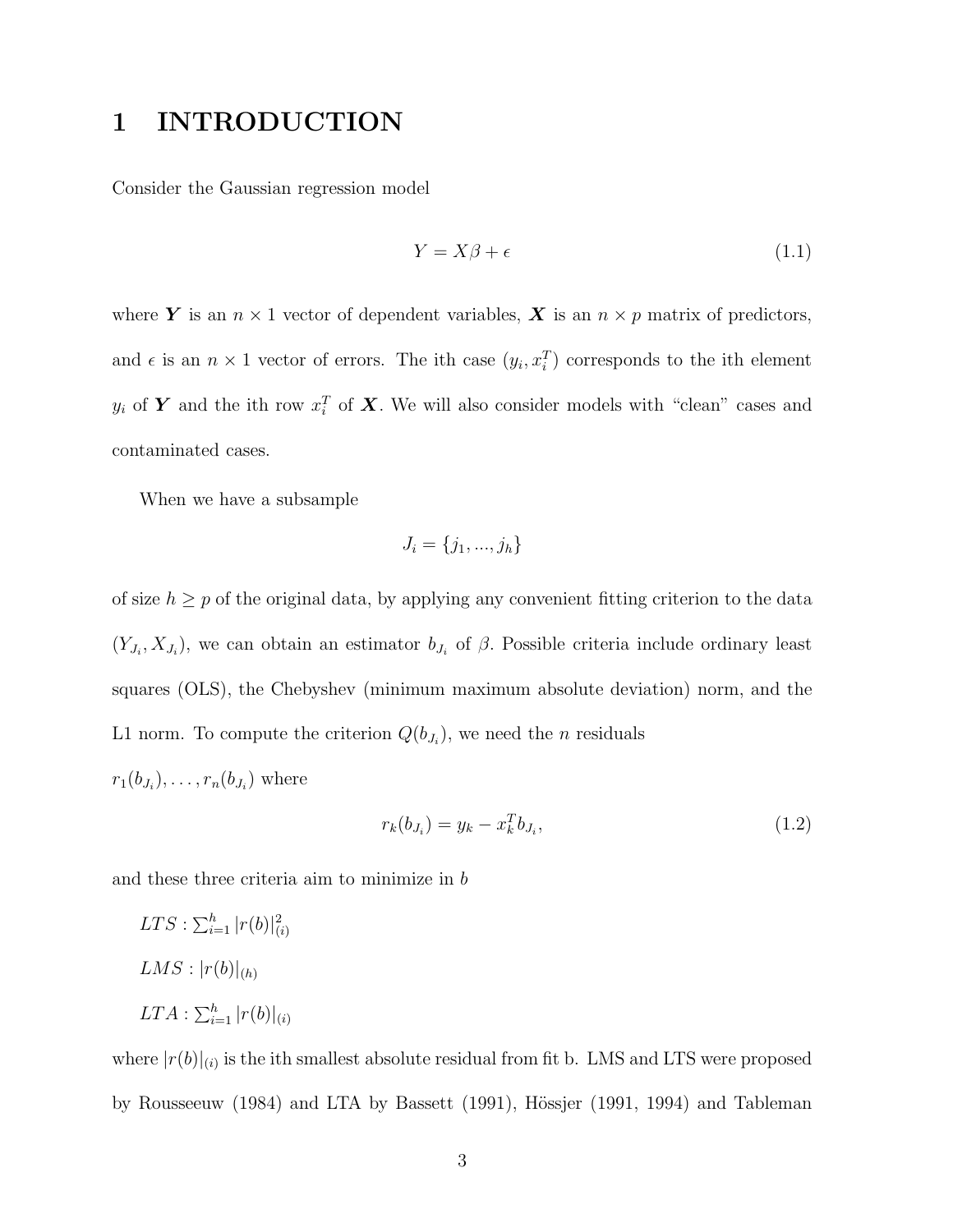# 1 INTRODUCTION

Consider the Gaussian regression model

$$Y = X\beta + \epsilon \tag{1.1}$$

where $\boldsymbol{Y}$ is an $n \times 1$ vector of dependent variables, $\boldsymbol{X}$ is an $n \times p$ matrix of predictors, and $\epsilon$ is an $n \times 1$ vector of errors. The ith case $(y_i, x_i^T)$ corresponds to the ith element $y_i$ of $\boldsymbol{Y}$ and the ith row $x_i^T$ of $\boldsymbol{X}$. We will also consider models with "clean" cases and contaminated cases.

When we have a subsample

$$J_i = \{j_1, ..., j_h\}$$

of size $h \geq p$ of the original data, by applying any convenient fitting criterion to the data $(Y_{J_i}, X_{J_i})$, we can obtain an estimator $b_{J_i}$ of $\beta$. Possible criteria include ordinary least squares (OLS), the Chebyshev (minimum maximum absolute deviation) norm, and the L1 norm. To compute the criterion $Q(b_{J_i})$, we need the $n$ residuals $r_1(b_{J_i}), \ldots, r_n(b_{J_i})$ where

$$r_k(b_{J_i}) = y_k - x_k^T b_{J_i}, \tag{1.2}$$

and these three criteria aim to minimize in $b$

$LTS: \sum_{i=1}^{h} |r(b)|_{(i)}^2$

$LMS: |r(b)|_{(h)}$

$LTA: \sum_{i=1}^{h} |r(b)|_{(i)}$

where $|r(b)|_{(i)}$ is the ith smallest absolute residual from fit b. LMS and LTS were proposed by Rousseeuw (1984) and LTA by Bassett (1991), Hössjer (1991, 1994) and Tableman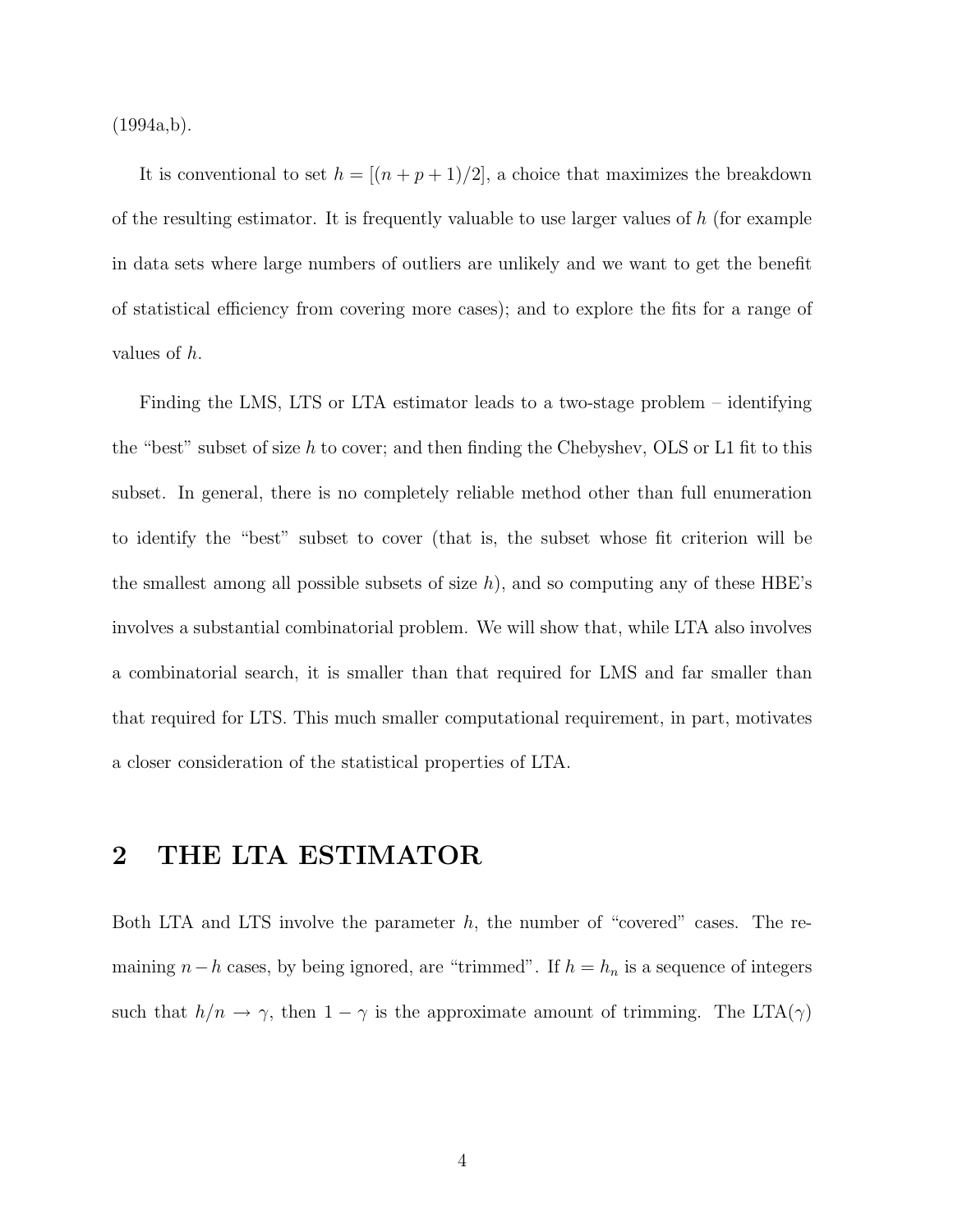(1994a,b).

It is conventional to set $h = [(n + p + 1)/2]$, a choice that maximizes the breakdown of the resulting estimator. It is frequently valuable to use larger values of $h$ (for example in data sets where large numbers of outliers are unlikely and we want to get the benefit of statistical efficiency from covering more cases); and to explore the fits for a range of values of $h$.

Finding the LMS, LTS or LTA estimator leads to a two-stage problem – identifying the "best" subset of size $h$ to cover; and then finding the Chebyshev, OLS or L1 fit to this subset. In general, there is no completely reliable method other than full enumeration to identify the "best" subset to cover (that is, the subset whose fit criterion will be the smallest among all possible subsets of size $h$), and so computing any of these HBE's involves a substantial combinatorial problem. We will show that, while LTA also involves a combinatorial search, it is smaller than that required for LMS and far smaller than that required for LTS. This much smaller computational requirement, in part, motivates a closer consideration of the statistical properties of LTA.

## 2 THE LTA ESTIMATOR

Both LTA and LTS involve the parameter $h$, the number of "covered" cases. The remaining $n - h$ cases, by being ignored, are "trimmed". If $h = h_n$ is a sequence of integers such that $h/n \to \gamma$, then $1 - \gamma$ is the approximate amount of trimming. The LTA($\gamma$)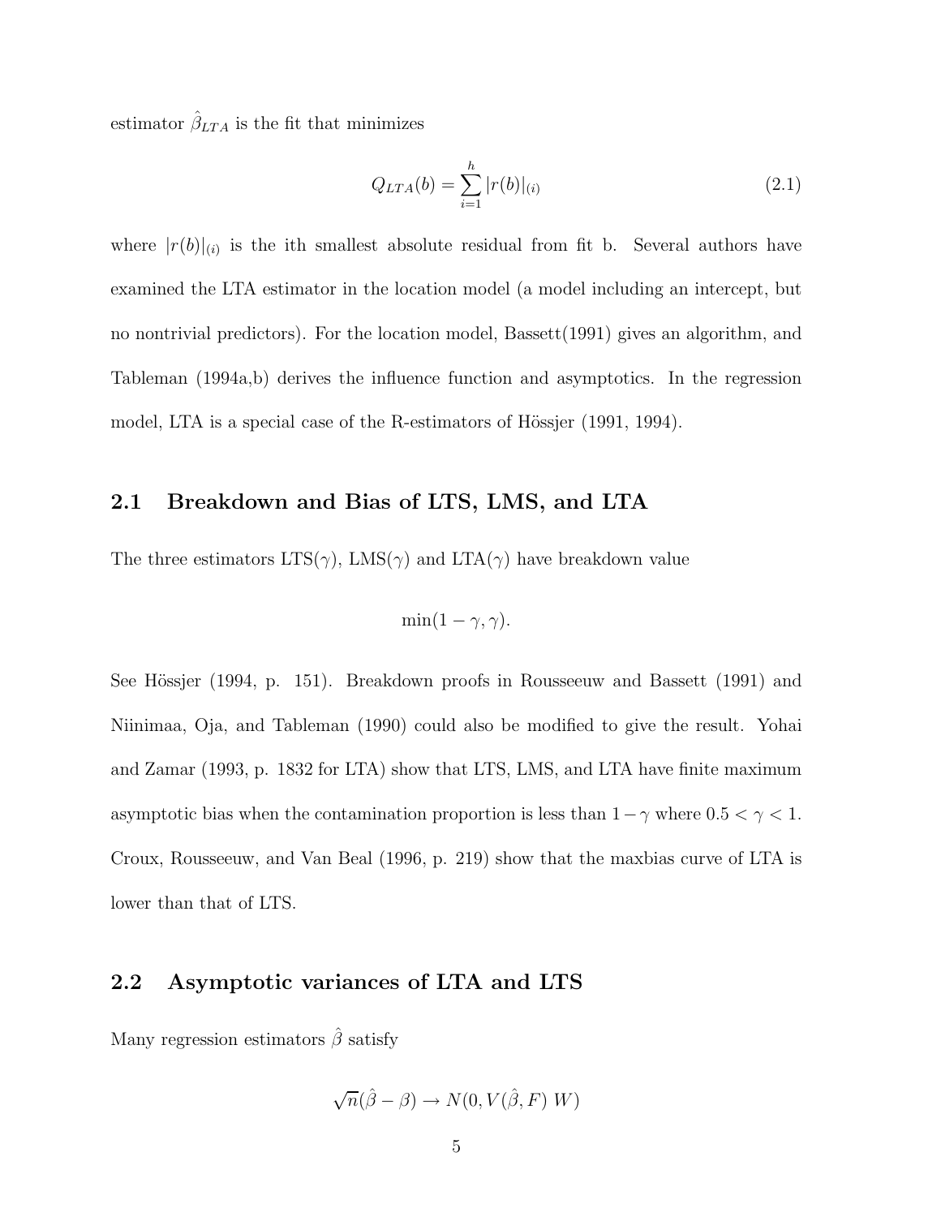estimator $\hat{\beta}_{LTA}$ is the fit that minimizes

$$Q_{LTA}(b) = \sum_{i=1}^{h} |r(b)|_{(i)} \tag{2.1}$$

where $|r(b)|_{(i)}$ is the ith smallest absolute residual from fit b. Several authors have examined the LTA estimator in the location model (a model including an intercept, but no nontrivial predictors). For the location model, Bassett(1991) gives an algorithm, and Tableman (1994a,b) derives the influence function and asymptotics. In the regression model, LTA is a special case of the R-estimators of Hössjer (1991, 1994).

## 2.1 Breakdown and Bias of LTS, LMS, and LTA

The three estimators LTS($\gamma$), LMS($\gamma$) and LTA($\gamma$) have breakdown value

$$\min(1 - \gamma, \gamma).$$

See Hössjer (1994, p. 151). Breakdown proofs in Rousseeuw and Bassett (1991) and Niinimaa, Oja, and Tableman (1990) could also be modified to give the result. Yohai and Zamar (1993, p. 1832 for LTA) show that LTS, LMS, and LTA have finite maximum asymptotic bias when the contamination proportion is less than $1 - \gamma$ where $0.5 < \gamma < 1$. Croux, Rousseeuw, and Van Beal (1996, p. 219) show that the maxbias curve of LTA is lower than that of LTS.

## 2.2 Asymptotic variances of LTA and LTS

Many regression estimators $\hat{\beta}$ satisfy

$$\sqrt{n}(\hat{\beta} - \beta) \rightarrow N(0, V(\hat{\beta}, F)\ W)$$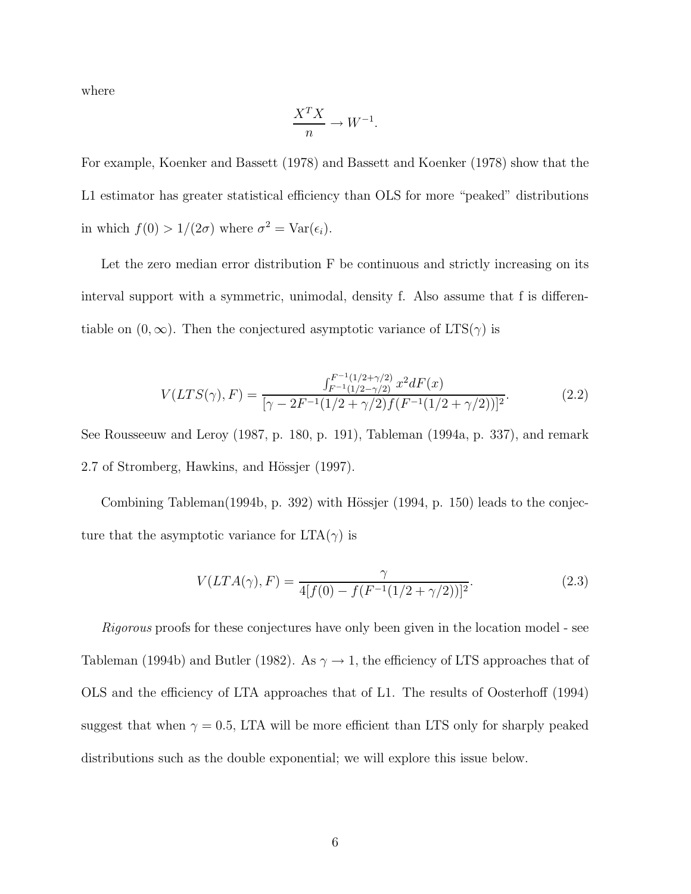where

$$\frac{X^T X}{n} \rightarrow W^{-1}.$$

For example, Koenker and Bassett (1978) and Bassett and Koenker (1978) show that the L1 estimator has greater statistical efficiency than OLS for more "peaked" distributions in which $f(0) > 1/(2\sigma)$ where $\sigma^2 = \text{Var}(\epsilon_i)$.

Let the zero median error distribution F be continuous and strictly increasing on its interval support with a symmetric, unimodal, density f. Also assume that f is differentiable on $(0, \infty)$. Then the conjectured asymptotic variance of LTS($\gamma$) is

$$V(LTS(\gamma), F) = \frac{\int_{F^{-1}(1/2-\gamma/2)}^{F^{-1}(1/2+\gamma/2)} x^2 dF(x)}{[\gamma - 2F^{-1}(1/2+\gamma/2) f(F^{-1}(1/2+\gamma/2))]^2}. \tag{2.2}$$

See Rousseeuw and Leroy (1987, p. 180, p. 191), Tableman (1994a, p. 337), and remark 2.7 of Stromberg, Hawkins, and Hössjer (1997).

Combining Tableman(1994b, p. 392) with Hössjer (1994, p. 150) leads to the conjecture that the asymptotic variance for LTA($\gamma$) is

$$V(LTA(\gamma), F) = \frac{\gamma}{4[f(0) - f(F^{-1}(1/2+\gamma/2))]^2}. \tag{2.3}$$

*Rigorous* proofs for these conjectures have only been given in the location model - see Tableman (1994b) and Butler (1982). As $\gamma \rightarrow 1$, the efficiency of LTS approaches that of OLS and the efficiency of LTA approaches that of L1. The results of Oosterhoff (1994) suggest that when $\gamma = 0.5$, LTA will be more efficient than LTS only for sharply peaked distributions such as the double exponential; we will explore this issue below.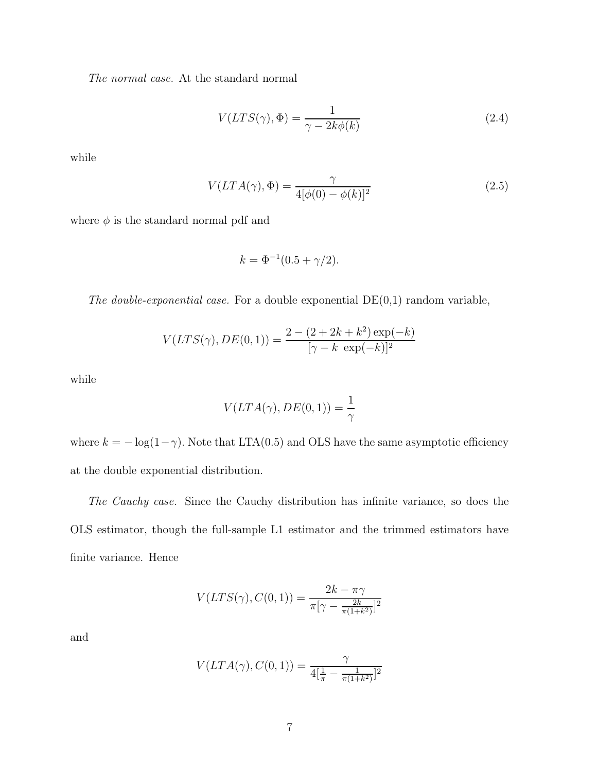*The normal case.* At the standard normal

$$V(LTS(\gamma), \Phi) = \frac{1}{\gamma - 2k\phi(k)} \tag{2.4}$$

while

$$V(LTA(\gamma), \Phi) = \frac{\gamma}{4[\phi(0) - \phi(k)]^2} \tag{2.5}$$

where $\phi$ is the standard normal pdf and

$$k = \Phi^{-1}(0.5 + \gamma/2).$$

*The double-exponential case.* For a double exponential DE(0,1) random variable,

$$V(LTS(\gamma), DE(0,1)) = \frac{2 - (2 + 2k + k^2)\exp(-k)}{[\gamma - k\ \exp(-k)]^2}$$

while

$$V(LTA(\gamma), DE(0,1)) = \frac{1}{\gamma}$$

where $k = -\log(1-\gamma)$. Note that LTA(0.5) and OLS have the same asymptotic efficiency at the double exponential distribution.

*The Cauchy case.* Since the Cauchy distribution has infinite variance, so does the OLS estimator, though the full-sample L1 estimator and the trimmed estimators have finite variance. Hence

$$V(LTS(\gamma), C(0,1)) = \frac{2k - \pi\gamma}{\pi[\gamma - \frac{2k}{\pi(1+k^2)}]^2}$$

and

$$V(LTA(\gamma), C(0,1)) = \frac{\gamma}{4[\frac{1}{\pi} - \frac{1}{\pi(1+k^2)}]^2}$$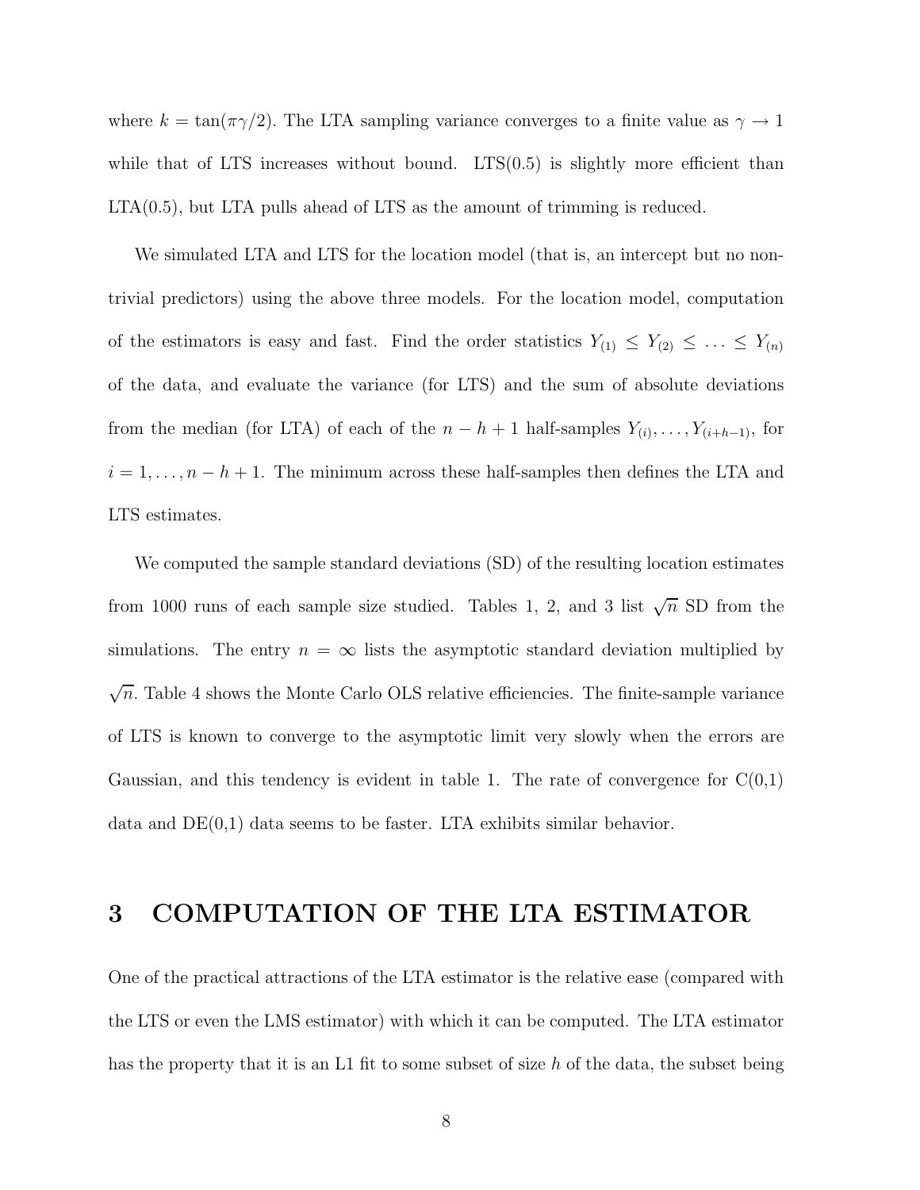where $k = \tan(\pi\gamma/2)$. The LTA sampling variance converges to a finite value as $\gamma \to 1$ while that of LTS increases without bound. LTS(0.5) is slightly more efficient than LTA(0.5), but LTA pulls ahead of LTS as the amount of trimming is reduced.

We simulated LTA and LTS for the location model (that is, an intercept but no non-trivial predictors) using the above three models. For the location model, computation of the estimators is easy and fast. Find the order statistics $Y_{(1)} \leq Y_{(2)} \leq \ldots \leq Y_{(n)}$ of the data, and evaluate the variance (for LTS) and the sum of absolute deviations from the median (for LTA) of each of the $n - h + 1$ half-samples $Y_{(i)}, \ldots, Y_{(i+h-1)}$, for $i = 1, \ldots, n - h + 1$. The minimum across these half-samples then defines the LTA and LTS estimates.

We computed the sample standard deviations (SD) of the resulting location estimates from 1000 runs of each sample size studied. Tables 1, 2, and 3 list $\sqrt{n}$ SD from the simulations. The entry $n = \infty$ lists the asymptotic standard deviation multiplied by $\sqrt{n}$. Table 4 shows the Monte Carlo OLS relative efficiencies. The finite-sample variance of LTS is known to converge to the asymptotic limit very slowly when the errors are Gaussian, and this tendency is evident in table 1. The rate of convergence for C(0,1) data and DE(0,1) data seems to be faster. LTA exhibits similar behavior.

## 3 COMPUTATION OF THE LTA ESTIMATOR

One of the practical attractions of the LTA estimator is the relative ease (compared with the LTS or even the LMS estimator) with which it can be computed. The LTA estimator has the property that it is an L1 fit to some subset of size $h$ of the data, the subset being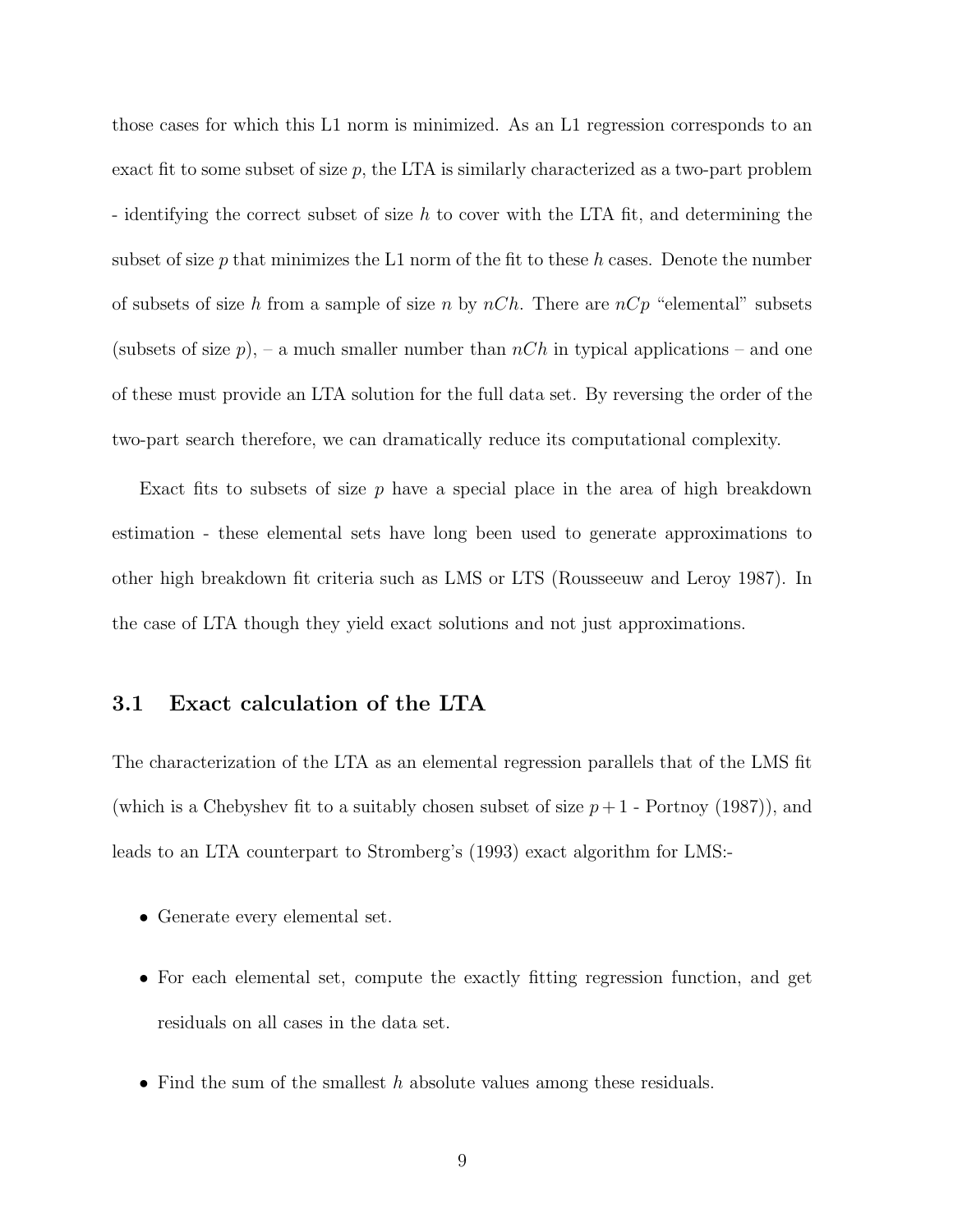those cases for which this L1 norm is minimized. As an L1 regression corresponds to an exact fit to some subset of size $p$, the LTA is similarly characterized as a two-part problem - identifying the correct subset of size $h$ to cover with the LTA fit, and determining the subset of size $p$ that minimizes the L1 norm of the fit to these $h$ cases. Denote the number of subsets of size $h$ from a sample of size $n$ by $nCh$. There are $nCp$ "elemental" subsets (subsets of size $p$), – a much smaller number than $nCh$ in typical applications – and one of these must provide an LTA solution for the full data set. By reversing the order of the two-part search therefore, we can dramatically reduce its computational complexity.

Exact fits to subsets of size $p$ have a special place in the area of high breakdown estimation - these elemental sets have long been used to generate approximations to other high breakdown fit criteria such as LMS or LTS (Rousseeuw and Leroy 1987). In the case of LTA though they yield exact solutions and not just approximations.

### 3.1 Exact calculation of the LTA

The characterization of the LTA as an elemental regression parallels that of the LMS fit (which is a Chebyshev fit to a suitably chosen subset of size $p+1$ - Portnoy (1987)), and leads to an LTA counterpart to Stromberg's (1993) exact algorithm for LMS:-

- Generate every elemental set.
- For each elemental set, compute the exactly fitting regression function, and get residuals on all cases in the data set.
- Find the sum of the smallest $h$ absolute values among these residuals.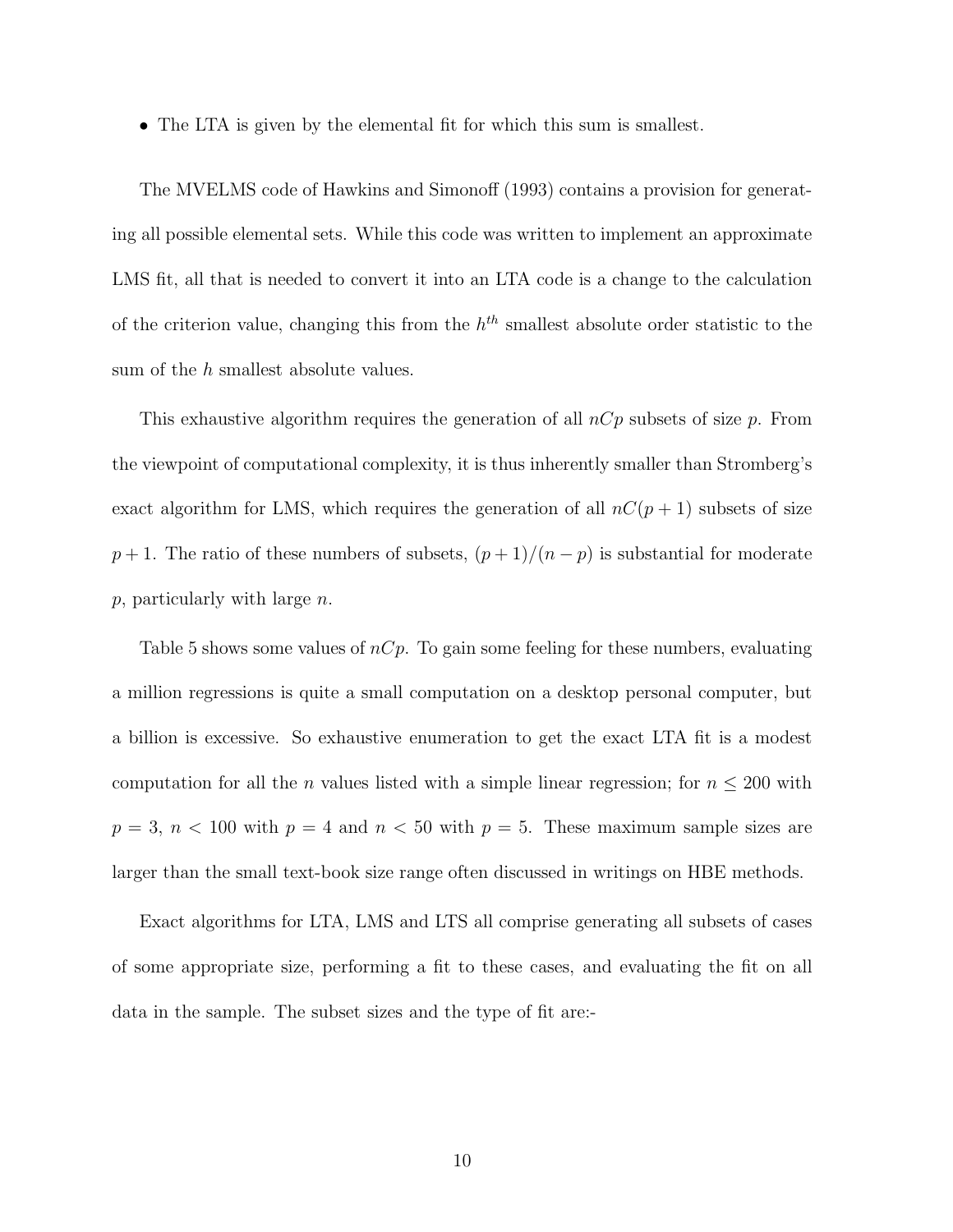- The LTA is given by the elemental fit for which this sum is smallest.

The MVELMS code of Hawkins and Simonoff (1993) contains a provision for generating all possible elemental sets. While this code was written to implement an approximate LMS fit, all that is needed to convert it into an LTA code is a change to the calculation of the criterion value, changing this from the $h^{th}$ smallest absolute order statistic to the sum of the $h$ smallest absolute values.

This exhaustive algorithm requires the generation of all $nCp$ subsets of size $p$. From the viewpoint of computational complexity, it is thus inherently smaller than Stromberg's exact algorithm for LMS, which requires the generation of all $nC(p+1)$ subsets of size $p+1$. The ratio of these numbers of subsets, $(p+1)/(n-p)$ is substantial for moderate $p$, particularly with large $n$.

Table 5 shows some values of $nCp$. To gain some feeling for these numbers, evaluating a million regressions is quite a small computation on a desktop personal computer, but a billion is excessive. So exhaustive enumeration to get the exact LTA fit is a modest computation for all the $n$ values listed with a simple linear regression; for $n \leq 200$ with $p = 3$, $n < 100$ with $p = 4$ and $n < 50$ with $p = 5$. These maximum sample sizes are larger than the small text-book size range often discussed in writings on HBE methods.

Exact algorithms for LTA, LMS and LTS all comprise generating all subsets of cases of some appropriate size, performing a fit to these cases, and evaluating the fit on all data in the sample. The subset sizes and the type of fit are:-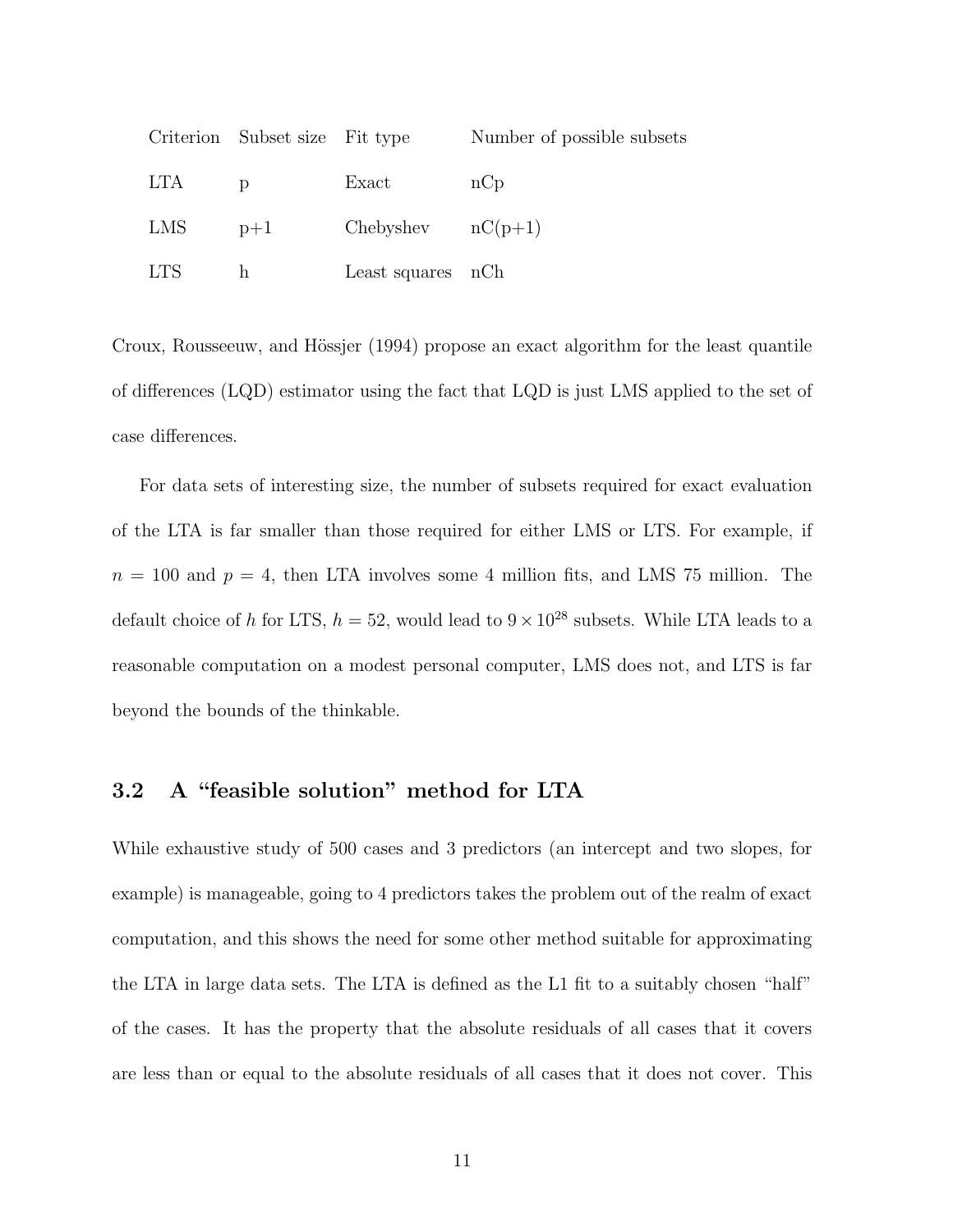| Criterion | Subset size | Fit type | Number of possible subsets |
|---|---|---|---|
| LTA | p | Exact | nCp |
| LMS | p+1 | Chebyshev | nC(p+1) |
| LTS | h | Least squares | nCh |

Croux, Rousseeuw, and Hössjer (1994) propose an exact algorithm for the least quantile of differences (LQD) estimator using the fact that LQD is just LMS applied to the set of case differences.

For data sets of interesting size, the number of subsets required for exact evaluation of the LTA is far smaller than those required for either LMS or LTS. For example, if $n = 100$ and $p = 4$, then LTA involves some 4 million fits, and LMS 75 million. The default choice of $h$ for LTS, $h = 52$, would lead to $9 \times 10^{28}$ subsets. While LTA leads to a reasonable computation on a modest personal computer, LMS does not, and LTS is far beyond the bounds of the thinkable.

### 3.2 A "feasible solution" method for LTA

While exhaustive study of 500 cases and 3 predictors (an intercept and two slopes, for example) is manageable, going to 4 predictors takes the problem out of the realm of exact computation, and this shows the need for some other method suitable for approximating the LTA in large data sets. The LTA is defined as the L1 fit to a suitably chosen "half" of the cases. It has the property that the absolute residuals of all cases that it covers are less than or equal to the absolute residuals of all cases that it does not cover. This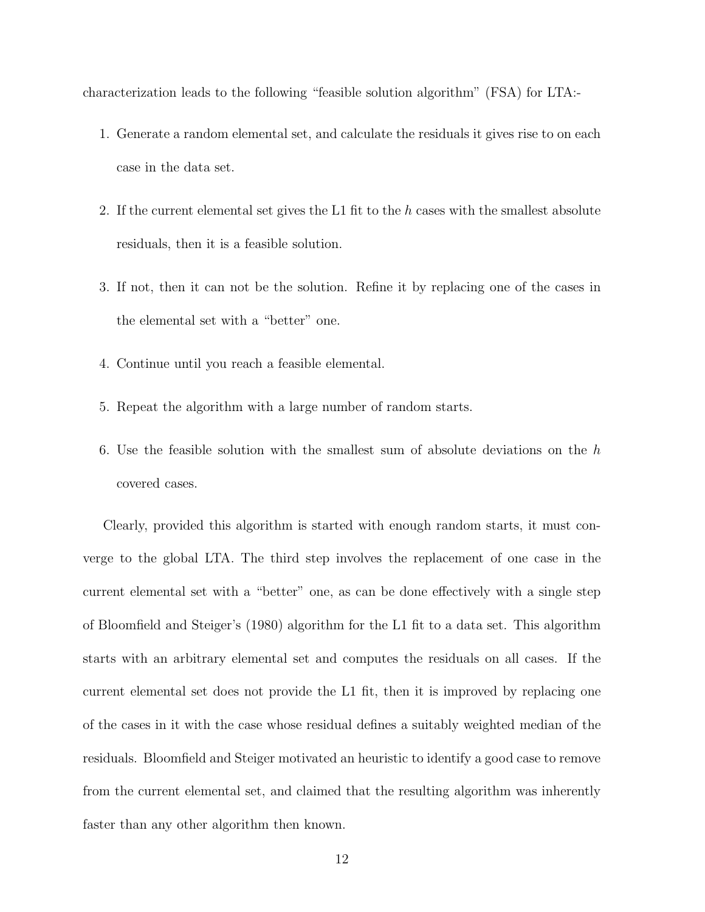characterization leads to the following "feasible solution algorithm" (FSA) for LTA:-

1. Generate a random elemental set, and calculate the residuals it gives rise to on each case in the data set.
2. If the current elemental set gives the L1 fit to the $h$ cases with the smallest absolute residuals, then it is a feasible solution.
3. If not, then it can not be the solution. Refine it by replacing one of the cases in the elemental set with a "better" one.
4. Continue until you reach a feasible elemental.
5. Repeat the algorithm with a large number of random starts.
6. Use the feasible solution with the smallest sum of absolute deviations on the $h$ covered cases.

Clearly, provided this algorithm is started with enough random starts, it must converge to the global LTA. The third step involves the replacement of one case in the current elemental set with a "better" one, as can be done effectively with a single step of Bloomfield and Steiger's (1980) algorithm for the L1 fit to a data set. This algorithm starts with an arbitrary elemental set and computes the residuals on all cases. If the current elemental set does not provide the L1 fit, then it is improved by replacing one of the cases in it with the case whose residual defines a suitably weighted median of the residuals. Bloomfield and Steiger motivated an heuristic to identify a good case to remove from the current elemental set, and claimed that the resulting algorithm was inherently faster than any other algorithm then known.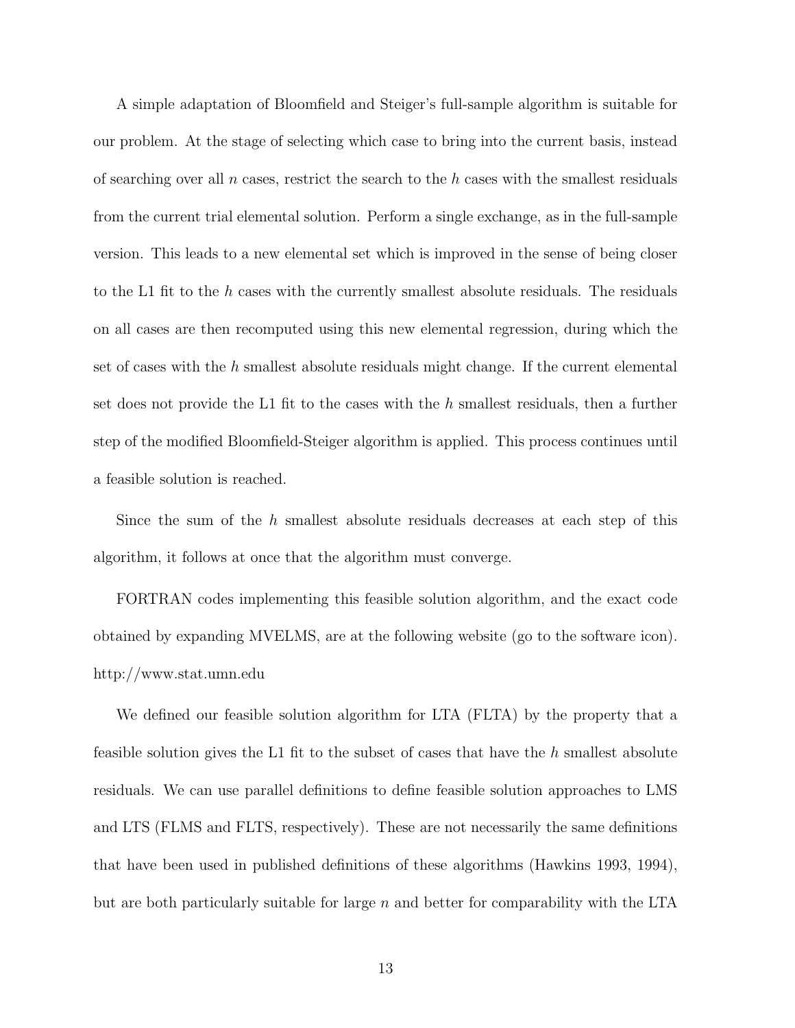A simple adaptation of Bloomfield and Steiger's full-sample algorithm is suitable for our problem. At the stage of selecting which case to bring into the current basis, instead of searching over all $n$ cases, restrict the search to the $h$ cases with the smallest residuals from the current trial elemental solution. Perform a single exchange, as in the full-sample version. This leads to a new elemental set which is improved in the sense of being closer to the L1 fit to the $h$ cases with the currently smallest absolute residuals. The residuals on all cases are then recomputed using this new elemental regression, during which the set of cases with the $h$ smallest absolute residuals might change. If the current elemental set does not provide the L1 fit to the cases with the $h$ smallest residuals, then a further step of the modified Bloomfield-Steiger algorithm is applied. This process continues until a feasible solution is reached.

Since the sum of the $h$ smallest absolute residuals decreases at each step of this algorithm, it follows at once that the algorithm must converge.

FORTRAN codes implementing this feasible solution algorithm, and the exact code obtained by expanding MVELMS, are at the following website (go to the software icon). http://www.stat.umn.edu

We defined our feasible solution algorithm for LTA (FLTA) by the property that a feasible solution gives the L1 fit to the subset of cases that have the $h$ smallest absolute residuals. We can use parallel definitions to define feasible solution approaches to LMS and LTS (FLMS and FLTS, respectively). These are not necessarily the same definitions that have been used in published definitions of these algorithms (Hawkins 1993, 1994), but are both particularly suitable for large $n$ and better for comparability with the LTA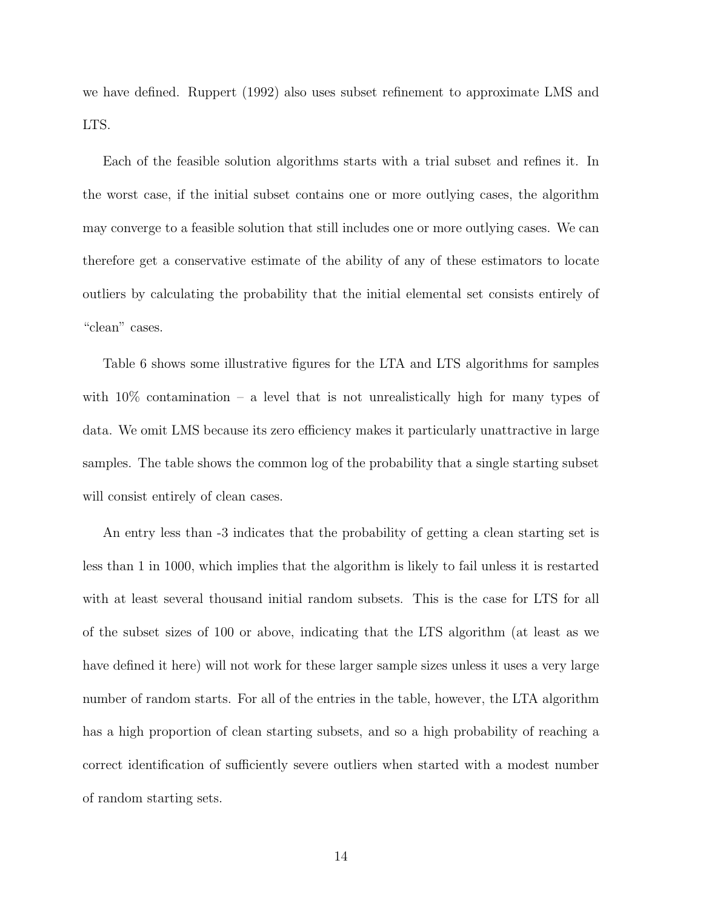we have defined. Ruppert (1992) also uses subset refinement to approximate LMS and LTS.

Each of the feasible solution algorithms starts with a trial subset and refines it. In the worst case, if the initial subset contains one or more outlying cases, the algorithm may converge to a feasible solution that still includes one or more outlying cases. We can therefore get a conservative estimate of the ability of any of these estimators to locate outliers by calculating the probability that the initial elemental set consists entirely of "clean" cases.

Table 6 shows some illustrative figures for the LTA and LTS algorithms for samples with 10% contamination – a level that is not unrealistically high for many types of data. We omit LMS because its zero efficiency makes it particularly unattractive in large samples. The table shows the common log of the probability that a single starting subset will consist entirely of clean cases.

An entry less than -3 indicates that the probability of getting a clean starting set is less than 1 in 1000, which implies that the algorithm is likely to fail unless it is restarted with at least several thousand initial random subsets. This is the case for LTS for all of the subset sizes of 100 or above, indicating that the LTS algorithm (at least as we have defined it here) will not work for these larger sample sizes unless it uses a very large number of random starts. For all of the entries in the table, however, the LTA algorithm has a high proportion of clean starting subsets, and so a high probability of reaching a correct identification of sufficiently severe outliers when started with a modest number of random starting sets.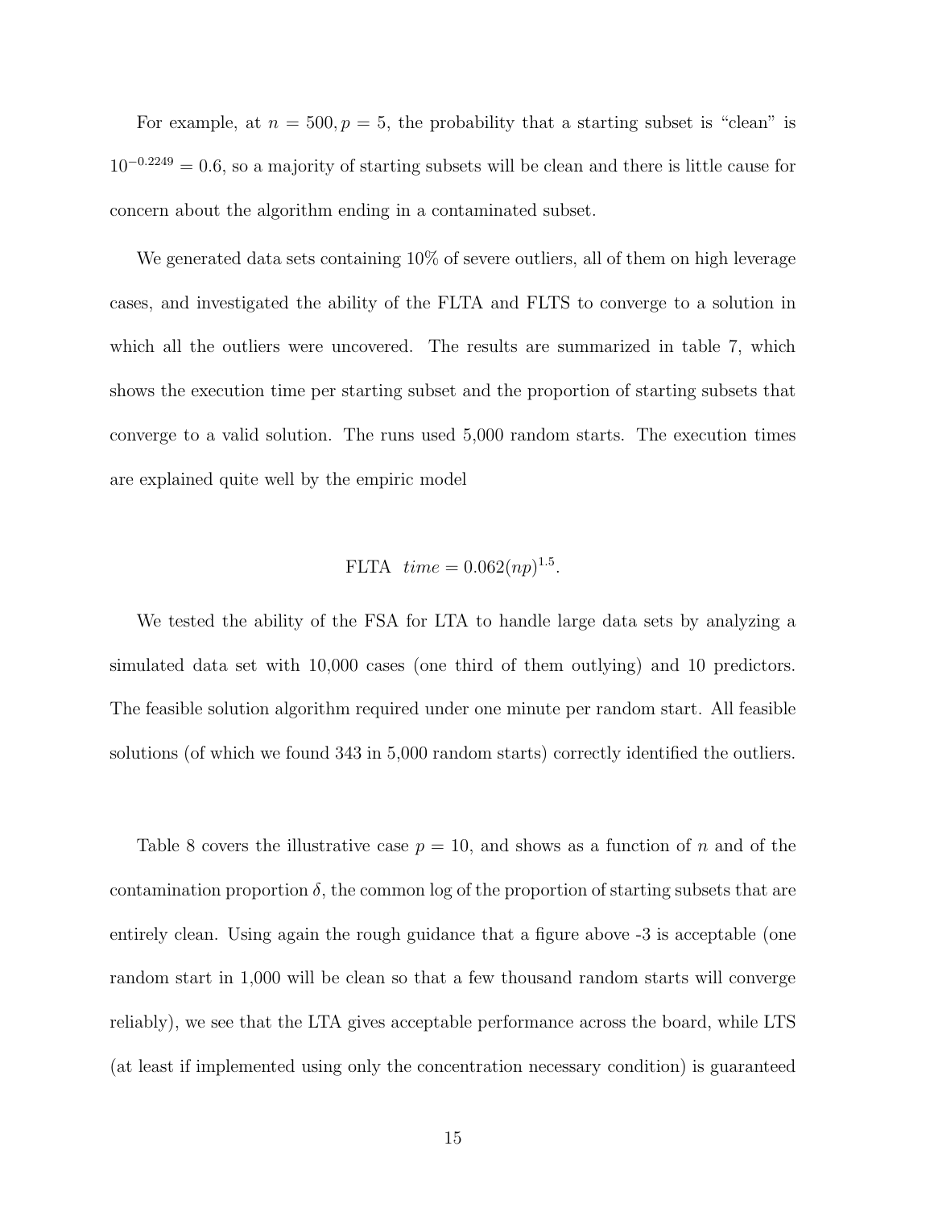For example, at $n = 500, p = 5$, the probability that a starting subset is "clean" is $10^{-0.2249} = 0.6$, so a majority of starting subsets will be clean and there is little cause for concern about the algorithm ending in a contaminated subset.

We generated data sets containing 10% of severe outliers, all of them on high leverage cases, and investigated the ability of the FLTA and FLTS to converge to a solution in which all the outliers were uncovered. The results are summarized in table 7, which shows the execution time per starting subset and the proportion of starting subsets that converge to a valid solution. The runs used 5,000 random starts. The execution times are explained quite well by the empiric model

$$\text{FLTA} \quad time = 0.062(np)^{1.5}.$$

We tested the ability of the FSA for LTA to handle large data sets by analyzing a simulated data set with 10,000 cases (one third of them outlying) and 10 predictors. The feasible solution algorithm required under one minute per random start. All feasible solutions (of which we found 343 in 5,000 random starts) correctly identified the outliers.

Table 8 covers the illustrative case $p = 10$, and shows as a function of $n$ and of the contamination proportion $\delta$, the common log of the proportion of starting subsets that are entirely clean. Using again the rough guidance that a figure above -3 is acceptable (one random start in 1,000 will be clean so that a few thousand random starts will converge reliably), we see that the LTA gives acceptable performance across the board, while LTS (at least if implemented using only the concentration necessary condition) is guaranteed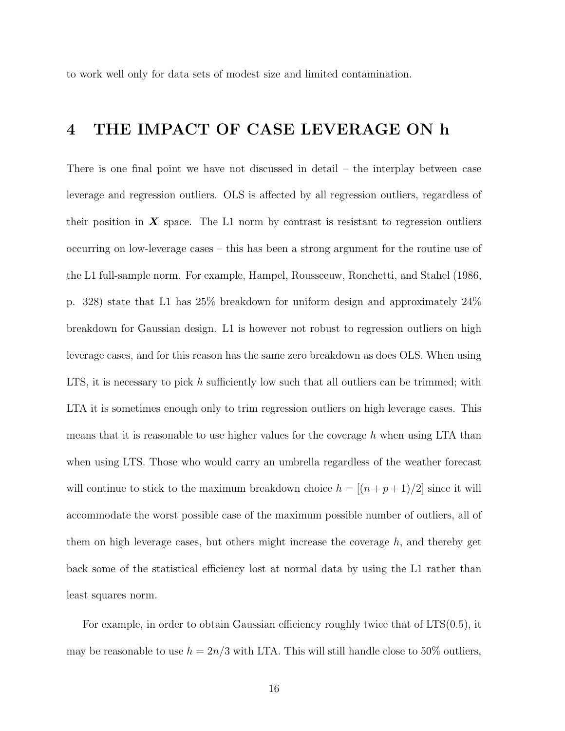to work well only for data sets of modest size and limited contamination.

# 4 THE IMPACT OF CASE LEVERAGE ON h

There is one final point we have not discussed in detail – the interplay between case leverage and regression outliers. OLS is affected by all regression outliers, regardless of their position in $\boldsymbol{X}$ space. The L1 norm by contrast is resistant to regression outliers occurring on low-leverage cases – this has been a strong argument for the routine use of the L1 full-sample norm. For example, Hampel, Rousseeuw, Ronchetti, and Stahel (1986, p. 328) state that L1 has 25% breakdown for uniform design and approximately 24% breakdown for Gaussian design. L1 is however not robust to regression outliers on high leverage cases, and for this reason has the same zero breakdown as does OLS. When using LTS, it is necessary to pick $h$ sufficiently low such that all outliers can be trimmed; with LTA it is sometimes enough only to trim regression outliers on high leverage cases. This means that it is reasonable to use higher values for the coverage $h$ when using LTA than when using LTS. Those who would carry an umbrella regardless of the weather forecast will continue to stick to the maximum breakdown choice $h = [(n + p + 1)/2]$ since it will accommodate the worst possible case of the maximum possible number of outliers, all of them on high leverage cases, but others might increase the coverage $h$, and thereby get back some of the statistical efficiency lost at normal data by using the L1 rather than least squares norm.

For example, in order to obtain Gaussian efficiency roughly twice that of LTS(0.5), it may be reasonable to use $h = 2n/3$ with LTA. This will still handle close to 50% outliers,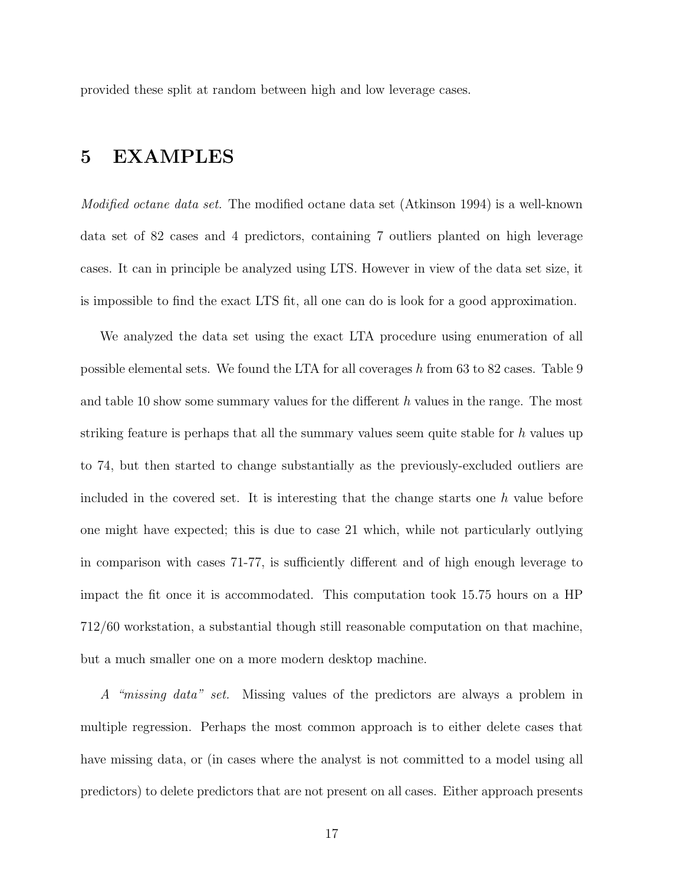provided these split at random between high and low leverage cases.

# 5 EXAMPLES

*Modified octane data set.* The modified octane data set (Atkinson 1994) is a well-known data set of 82 cases and 4 predictors, containing 7 outliers planted on high leverage cases. It can in principle be analyzed using LTS. However in view of the data set size, it is impossible to find the exact LTS fit, all one can do is look for a good approximation.

We analyzed the data set using the exact LTA procedure using enumeration of all possible elemental sets. We found the LTA for all coverages $h$ from 63 to 82 cases. Table 9 and table 10 show some summary values for the different $h$ values in the range. The most striking feature is perhaps that all the summary values seem quite stable for $h$ values up to 74, but then started to change substantially as the previously-excluded outliers are included in the covered set. It is interesting that the change starts one $h$ value before one might have expected; this is due to case 21 which, while not particularly outlying in comparison with cases 71-77, is sufficiently different and of high enough leverage to impact the fit once it is accommodated. This computation took 15.75 hours on a HP 712/60 workstation, a substantial though still reasonable computation on that machine, but a much smaller one on a more modern desktop machine.

*A "missing data" set.* Missing values of the predictors are always a problem in multiple regression. Perhaps the most common approach is to either delete cases that have missing data, or (in cases where the analyst is not committed to a model using all predictors) to delete predictors that are not present on all cases. Either approach presents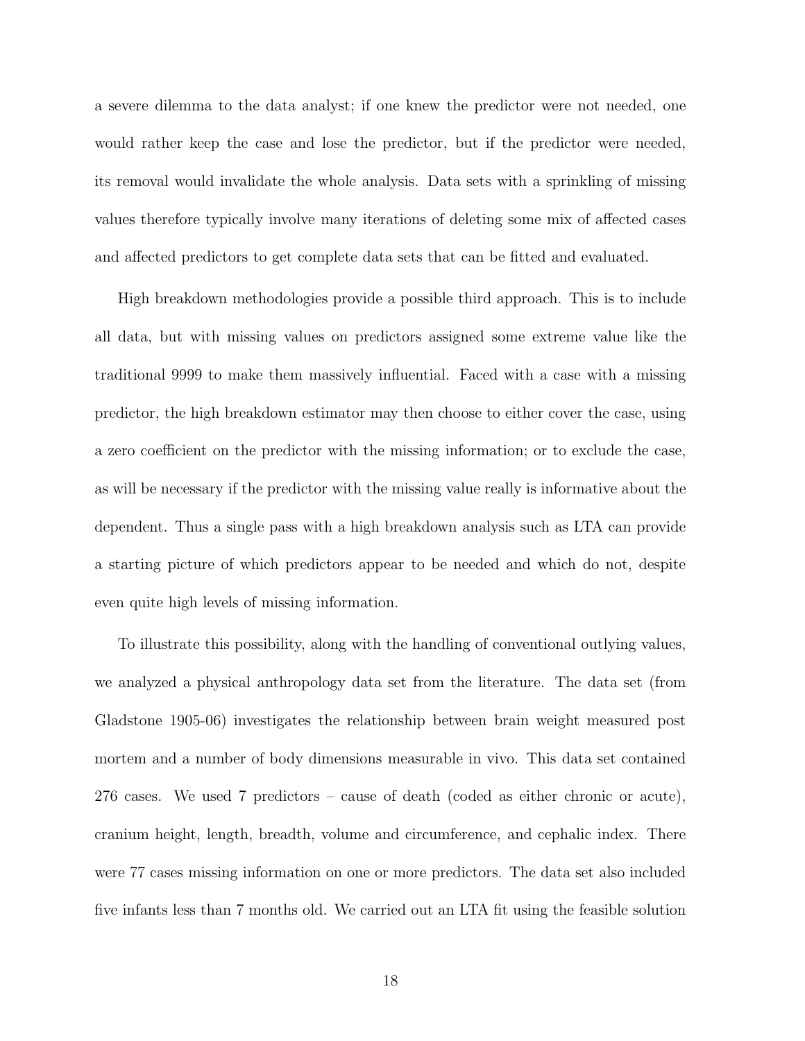a severe dilemma to the data analyst; if one knew the predictor were not needed, one would rather keep the case and lose the predictor, but if the predictor were needed, its removal would invalidate the whole analysis. Data sets with a sprinkling of missing values therefore typically involve many iterations of deleting some mix of affected cases and affected predictors to get complete data sets that can be fitted and evaluated.

High breakdown methodologies provide a possible third approach. This is to include all data, but with missing values on predictors assigned some extreme value like the traditional 9999 to make them massively influential. Faced with a case with a missing predictor, the high breakdown estimator may then choose to either cover the case, using a zero coefficient on the predictor with the missing information; or to exclude the case, as will be necessary if the predictor with the missing value really is informative about the dependent. Thus a single pass with a high breakdown analysis such as LTA can provide a starting picture of which predictors appear to be needed and which do not, despite even quite high levels of missing information.

To illustrate this possibility, along with the handling of conventional outlying values, we analyzed a physical anthropology data set from the literature. The data set (from Gladstone 1905-06) investigates the relationship between brain weight measured post mortem and a number of body dimensions measurable in vivo. This data set contained 276 cases. We used 7 predictors – cause of death (coded as either chronic or acute), cranium height, length, breadth, volume and circumference, and cephalic index. There were 77 cases missing information on one or more predictors. The data set also included five infants less than 7 months old. We carried out an LTA fit using the feasible solution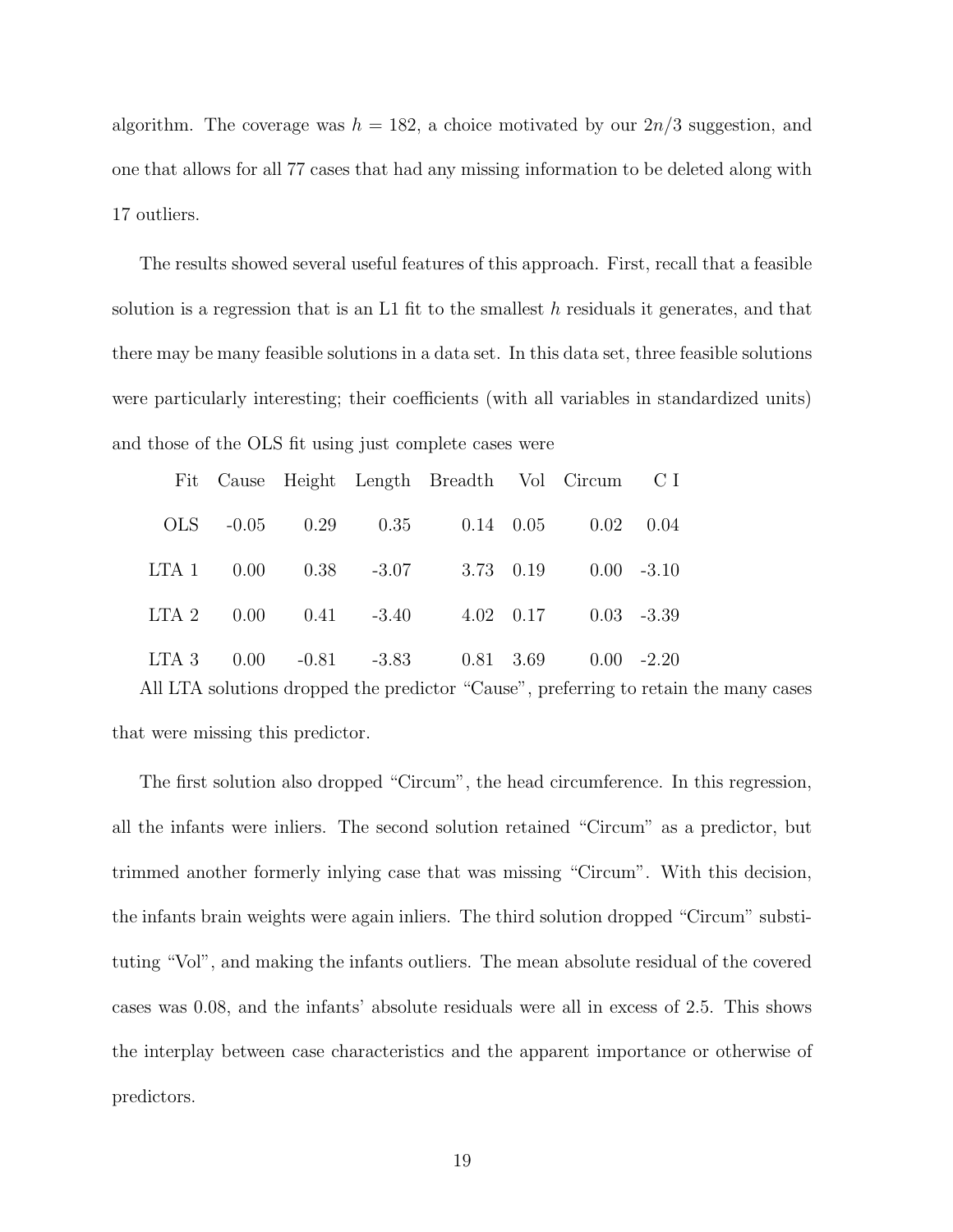algorithm. The coverage was $h = 182$, a choice motivated by our $2n/3$ suggestion, and one that allows for all 77 cases that had any missing information to be deleted along with 17 outliers.

The results showed several useful features of this approach. First, recall that a feasible solution is a regression that is an L1 fit to the smallest $h$ residuals it generates, and that there may be many feasible solutions in a data set. In this data set, three feasible solutions were particularly interesting; their coefficients (with all variables in standardized units) and those of the OLS fit using just complete cases were

| Fit | Cause | Height | Length | Breadth | Vol | Circum | C I |
|---|---|---|---|---|---|---|---|
| OLS | -0.05 | 0.29 | 0.35 | 0.14 | 0.05 | 0.02 | 0.04 |
| LTA 1 | 0.00 | 0.38 | -3.07 | 3.73 | 0.19 | 0.00 | -3.10 |
| LTA 2 | 0.00 | 0.41 | -3.40 | 4.02 | 0.17 | 0.03 | -3.39 |
| LTA 3 | 0.00 | -0.81 | -3.83 | 0.81 | 3.69 | 0.00 | -2.20 |

All LTA solutions dropped the predictor "Cause", preferring to retain the many cases that were missing this predictor.

The first solution also dropped "Circum", the head circumference. In this regression, all the infants were inliers. The second solution retained "Circum" as a predictor, but trimmed another formerly inlying case that was missing "Circum". With this decision, the infants brain weights were again inliers. The third solution dropped "Circum" substituting "Vol", and making the infants outliers. The mean absolute residual of the covered cases was 0.08, and the infants' absolute residuals were all in excess of 2.5. This shows the interplay between case characteristics and the apparent importance or otherwise of predictors.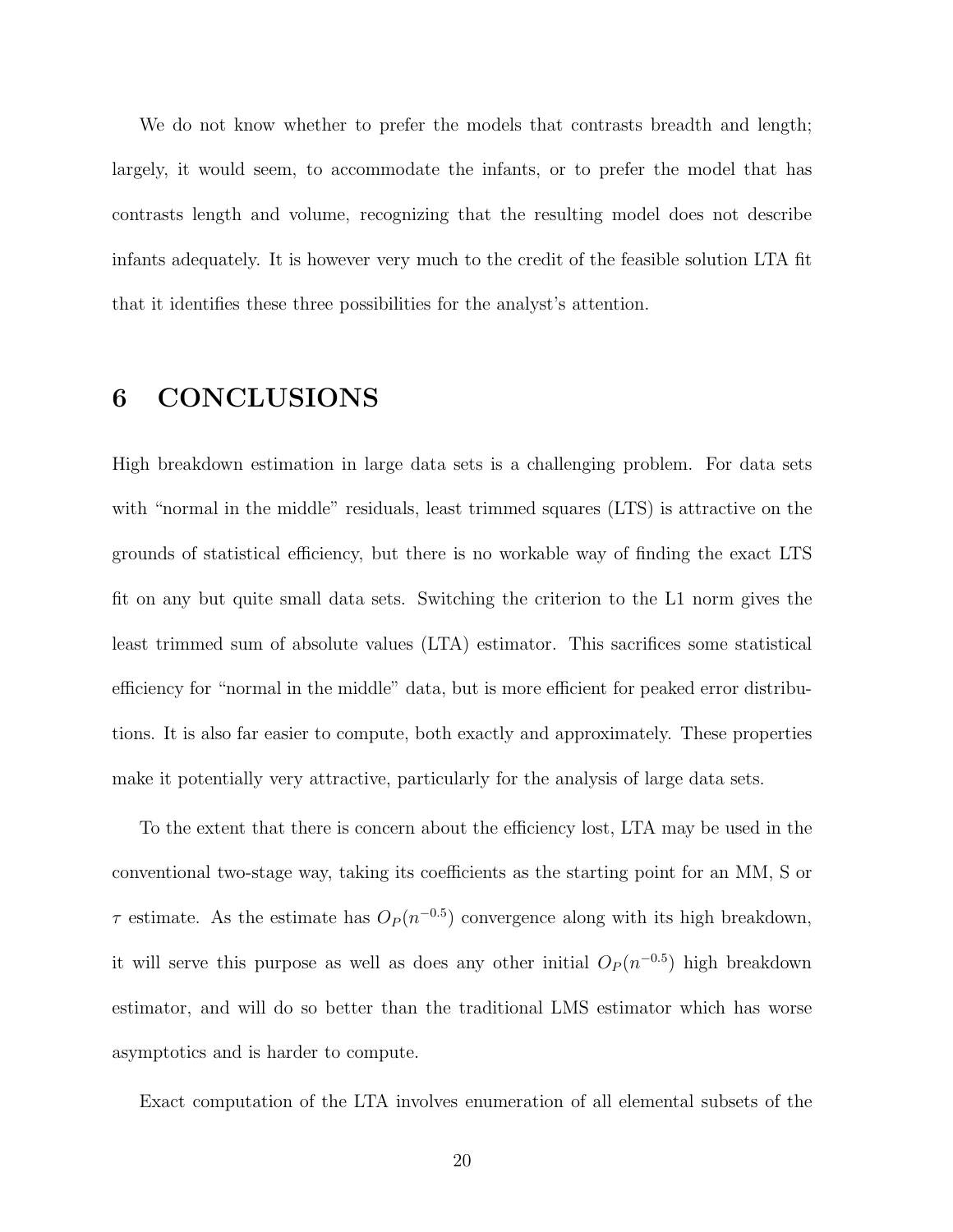We do not know whether to prefer the models that contrasts breadth and length; largely, it would seem, to accommodate the infants, or to prefer the model that has contrasts length and volume, recognizing that the resulting model does not describe infants adequately. It is however very much to the credit of the feasible solution LTA fit that it identifies these three possibilities for the analyst's attention.

# 6 CONCLUSIONS

High breakdown estimation in large data sets is a challenging problem. For data sets with "normal in the middle" residuals, least trimmed squares (LTS) is attractive on the grounds of statistical efficiency, but there is no workable way of finding the exact LTS fit on any but quite small data sets. Switching the criterion to the L1 norm gives the least trimmed sum of absolute values (LTA) estimator. This sacrifices some statistical efficiency for "normal in the middle" data, but is more efficient for peaked error distributions. It is also far easier to compute, both exactly and approximately. These properties make it potentially very attractive, particularly for the analysis of large data sets.

To the extent that there is concern about the efficiency lost, LTA may be used in the conventional two-stage way, taking its coefficients as the starting point for an MM, S or $\tau$ estimate. As the estimate has $O_P(n^{-0.5})$ convergence along with its high breakdown, it will serve this purpose as well as does any other initial $O_P(n^{-0.5})$ high breakdown estimator, and will do so better than the traditional LMS estimator which has worse asymptotics and is harder to compute.

Exact computation of the LTA involves enumeration of all elemental subsets of the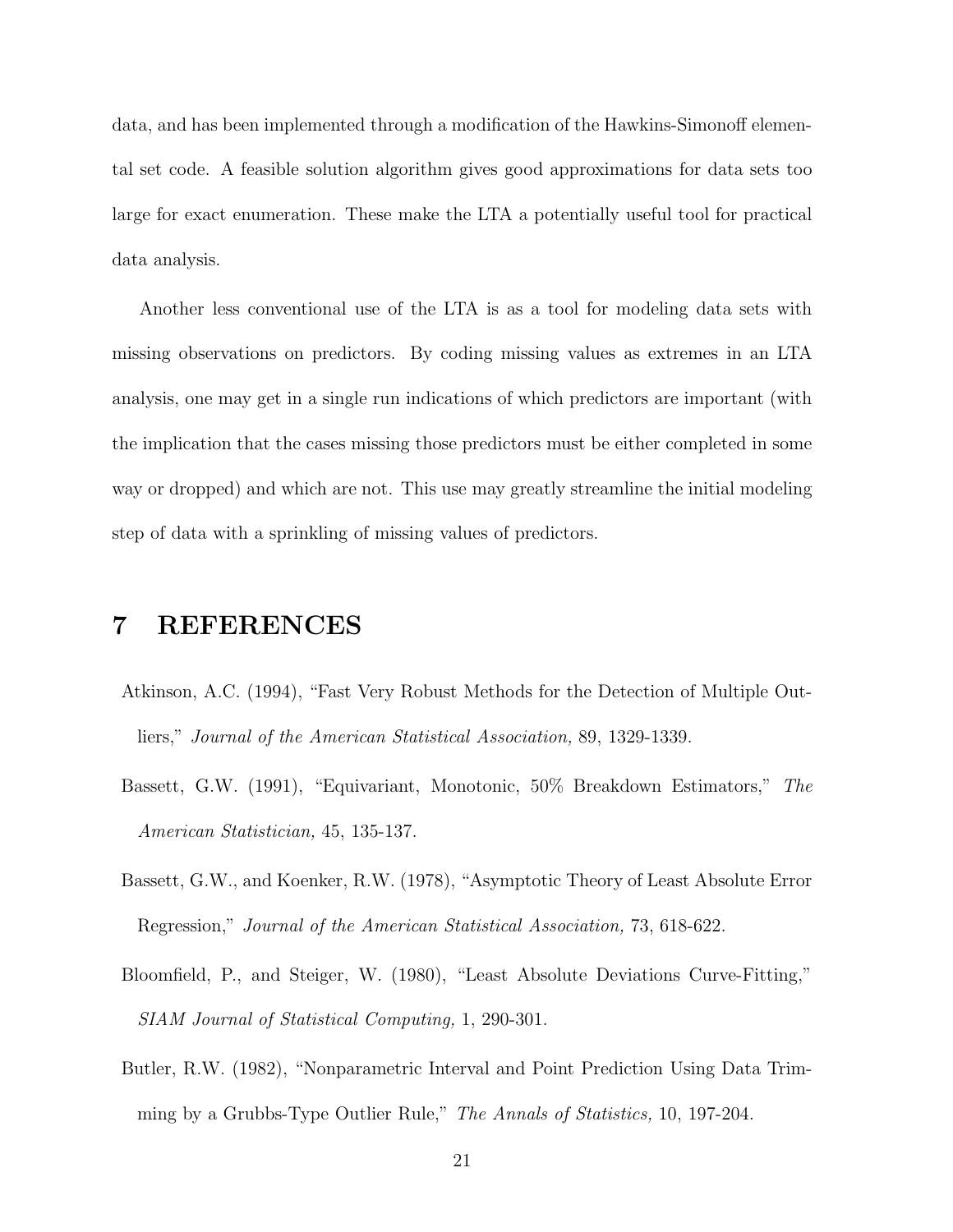data, and has been implemented through a modification of the Hawkins-Simonoff elemental set code. A feasible solution algorithm gives good approximations for data sets too large for exact enumeration. These make the LTA a potentially useful tool for practical data analysis.

Another less conventional use of the LTA is as a tool for modeling data sets with missing observations on predictors. By coding missing values as extremes in an LTA analysis, one may get in a single run indications of which predictors are important (with the implication that the cases missing those predictors must be either completed in some way or dropped) and which are not. This use may greatly streamline the initial modeling step of data with a sprinkling of missing values of predictors.

# 7 REFERENCES

Atkinson, A.C. (1994), "Fast Very Robust Methods for the Detection of Multiple Outliers," *Journal of the American Statistical Association,* 89, 1329-1339.

Bassett, G.W. (1991), "Equivariant, Monotonic, 50% Breakdown Estimators," *The American Statistician,* 45, 135-137.

Bassett, G.W., and Koenker, R.W. (1978), "Asymptotic Theory of Least Absolute Error Regression," *Journal of the American Statistical Association,* 73, 618-622.

Bloomfield, P., and Steiger, W. (1980), "Least Absolute Deviations Curve-Fitting," *SIAM Journal of Statistical Computing,* 1, 290-301.

Butler, R.W. (1982), "Nonparametric Interval and Point Prediction Using Data Trimming by a Grubbs-Type Outlier Rule," *The Annals of Statistics,* 10, 197-204.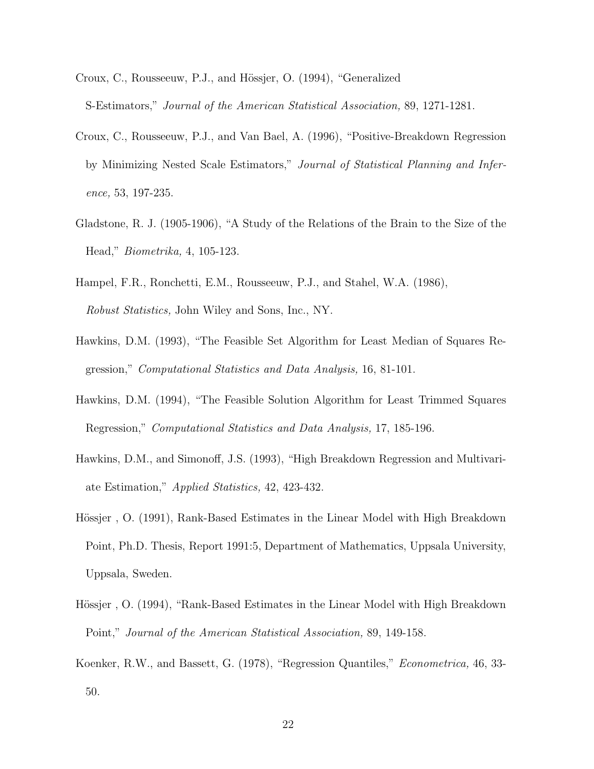Croux, C., Rousseeuw, P.J., and Hössjer, O. (1994), "Generalized S-Estimators," *Journal of the American Statistical Association,* 89, 1271-1281.

Croux, C., Rousseeuw, P.J., and Van Bael, A. (1996), "Positive-Breakdown Regression by Minimizing Nested Scale Estimators," *Journal of Statistical Planning and Inference,* 53, 197-235.

Gladstone, R. J. (1905-1906), "A Study of the Relations of the Brain to the Size of the Head," *Biometrika,* 4, 105-123.

Hampel, F.R., Ronchetti, E.M., Rousseeuw, P.J., and Stahel, W.A. (1986), *Robust Statistics,* John Wiley and Sons, Inc., NY.

Hawkins, D.M. (1993), "The Feasible Set Algorithm for Least Median of Squares Regression," *Computational Statistics and Data Analysis,* 16, 81-101.

Hawkins, D.M. (1994), "The Feasible Solution Algorithm for Least Trimmed Squares Regression," *Computational Statistics and Data Analysis,* 17, 185-196.

Hawkins, D.M., and Simonoff, J.S. (1993), "High Breakdown Regression and Multivariate Estimation," *Applied Statistics,* 42, 423-432.

Hössjer , O. (1991), Rank-Based Estimates in the Linear Model with High Breakdown Point, Ph.D. Thesis, Report 1991:5, Department of Mathematics, Uppsala University, Uppsala, Sweden.

Hössjer , O. (1994), "Rank-Based Estimates in the Linear Model with High Breakdown Point," *Journal of the American Statistical Association,* 89, 149-158.

Koenker, R.W., and Bassett, G. (1978), "Regression Quantiles," *Econometrica,* 46, 33-50.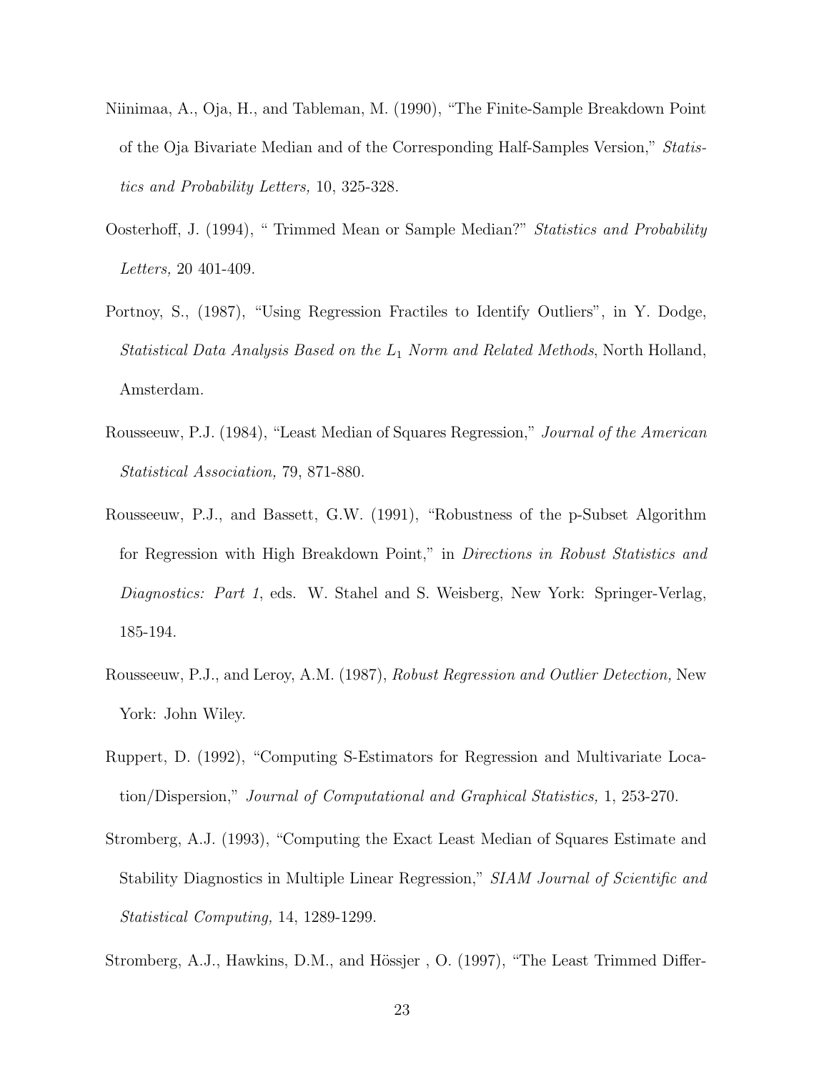Niinimaa, A., Oja, H., and Tableman, M. (1990), "The Finite-Sample Breakdown Point of the Oja Bivariate Median and of the Corresponding Half-Samples Version," *Statistics and Probability Letters,* 10, 325-328.

Oosterhoff, J. (1994), " Trimmed Mean or Sample Median?" *Statistics and Probability Letters,* 20 401-409.

Portnoy, S., (1987), "Using Regression Fractiles to Identify Outliers", in Y. Dodge, *Statistical Data Analysis Based on the $L_1$ Norm and Related Methods*, North Holland, Amsterdam.

Rousseeuw, P.J. (1984), "Least Median of Squares Regression," *Journal of the American Statistical Association,* 79, 871-880.

Rousseeuw, P.J., and Bassett, G.W. (1991), "Robustness of the p-Subset Algorithm for Regression with High Breakdown Point," in *Directions in Robust Statistics and Diagnostics: Part 1*, eds. W. Stahel and S. Weisberg, New York: Springer-Verlag, 185-194.

Rousseeuw, P.J., and Leroy, A.M. (1987), *Robust Regression and Outlier Detection,* New York: John Wiley.

Ruppert, D. (1992), "Computing S-Estimators for Regression and Multivariate Location/Dispersion," *Journal of Computational and Graphical Statistics,* 1, 253-270.

Stromberg, A.J. (1993), "Computing the Exact Least Median of Squares Estimate and Stability Diagnostics in Multiple Linear Regression," *SIAM Journal of Scientific and Statistical Computing,* 14, 1289-1299.

Stromberg, A.J., Hawkins, D.M., and Hössjer , O. (1997), "The Least Trimmed Differ-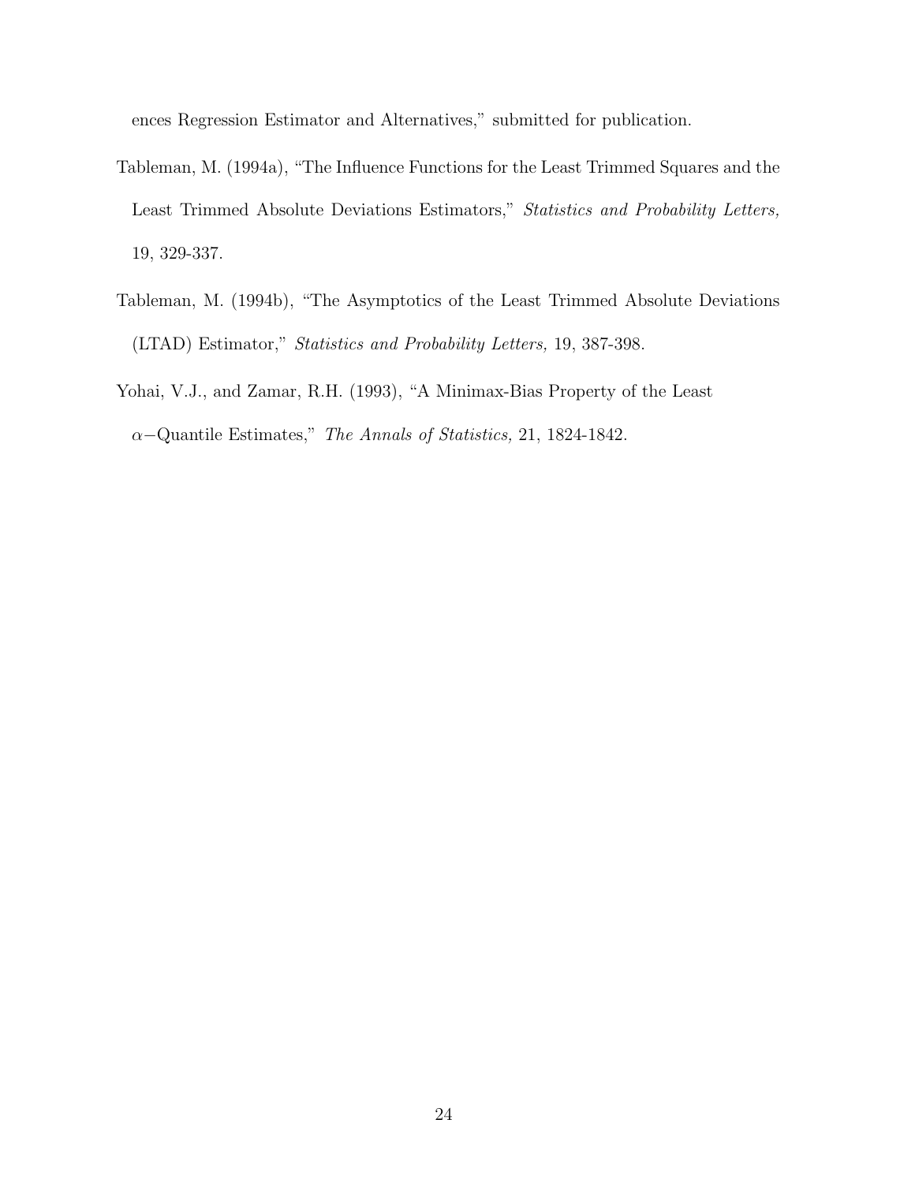ences Regression Estimator and Alternatives," submitted for publication.

Tableman, M. (1994a), "The Influence Functions for the Least Trimmed Squares and the Least Trimmed Absolute Deviations Estimators," *Statistics and Probability Letters,* 19, 329-337.

Tableman, M. (1994b), "The Asymptotics of the Least Trimmed Absolute Deviations (LTAD) Estimator," *Statistics and Probability Letters,* 19, 387-398.

Yohai, V.J., and Zamar, R.H. (1993), "A Minimax-Bias Property of the Least $\alpha-$Quantile Estimates," *The Annals of Statistics,* 21, 1824-1842.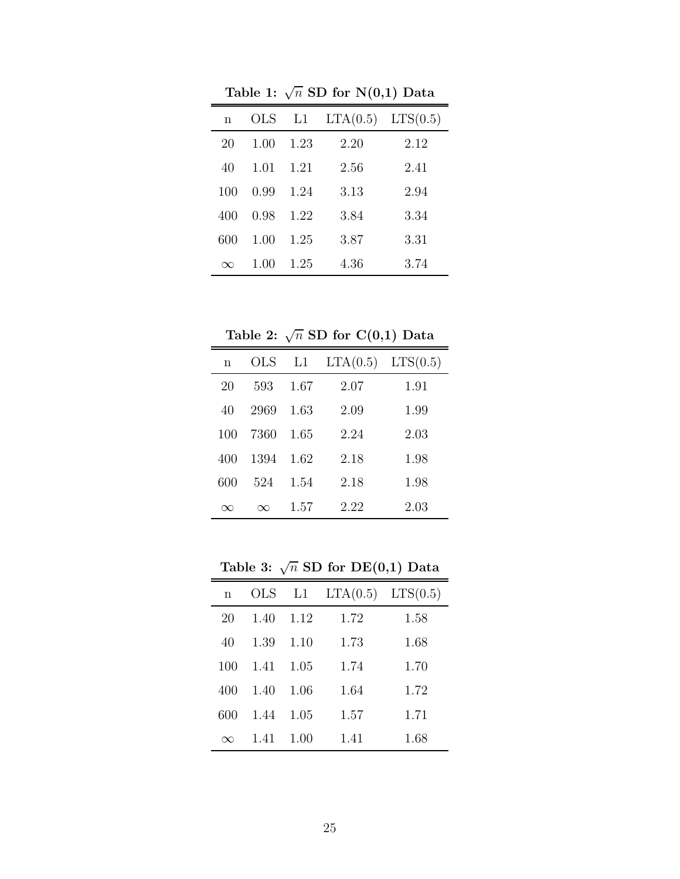**Table 1: $\sqrt{n}$ SD for N(0,1) Data**

| n | OLS | L1 | LTA(0.5) | LTS(0.5) |
|---|---|---|---|---|
| 20 | 1.00 | 1.23 | 2.20 | 2.12 |
| 40 | 1.01 | 1.21 | 2.56 | 2.41 |
| 100 | 0.99 | 1.24 | 3.13 | 2.94 |
| 400 | 0.98 | 1.22 | 3.84 | 3.34 |
| 600 | 1.00 | 1.25 | 3.87 | 3.31 |
| $\infty$ | 1.00 | 1.25 | 4.36 | 3.74 |

**Table 2: $\sqrt{n}$ SD for C(0,1) Data**

| n | OLS | L1 | LTA(0.5) | LTS(0.5) |
|---|---|---|---|---|
| 20 | 593 | 1.67 | 2.07 | 1.91 |
| 40 | 2969 | 1.63 | 2.09 | 1.99 |
| 100 | 7360 | 1.65 | 2.24 | 2.03 |
| 400 | 1394 | 1.62 | 2.18 | 1.98 |
| 600 | 524 | 1.54 | 2.18 | 1.98 |
| $\infty$ | $\infty$ | 1.57 | 2.22 | 2.03 |

**Table 3: $\sqrt{n}$ SD for DE(0,1) Data**

| n | OLS | L1 | LTA(0.5) | LTS(0.5) |
|---|---|---|---|---|
| 20 | 1.40 | 1.12 | 1.72 | 1.58 |
| 40 | 1.39 | 1.10 | 1.73 | 1.68 |
| 100 | 1.41 | 1.05 | 1.74 | 1.70 |
| 400 | 1.40 | 1.06 | 1.64 | 1.72 |
| 600 | 1.44 | 1.05 | 1.57 | 1.71 |
| $\infty$ | 1.41 | 1.00 | 1.41 | 1.68 |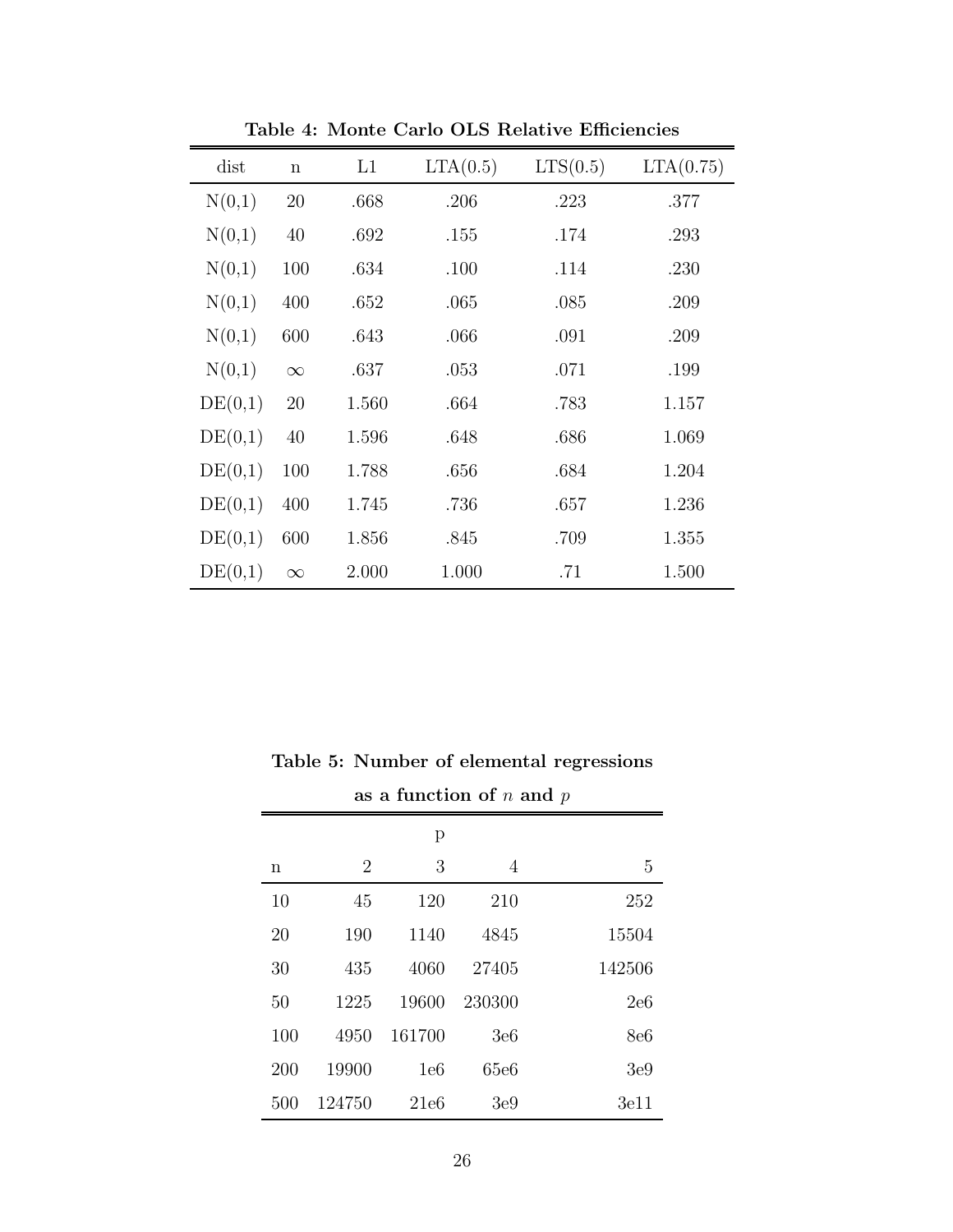**Table 4: Monte Carlo OLS Relative Efficiencies**

| dist | n | L1 | LTA(0.5) | LTS(0.5) | LTA(0.75) |
|---|---|---|---|---|---|
| N(0,1) | 20 | .668 | .206 | .223 | .377 |
| N(0,1) | 40 | .692 | .155 | .174 | .293 |
| N(0,1) | 100 | .634 | .100 | .114 | .230 |
| N(0,1) | 400 | .652 | .065 | .085 | .209 |
| N(0,1) | 600 | .643 | .066 | .091 | .209 |
| N(0,1) | $\infty$ | .637 | .053 | .071 | .199 |
| DE(0,1) | 20 | 1.560 | .664 | .783 | 1.157 |
| DE(0,1) | 40 | 1.596 | .648 | .686 | 1.069 |
| DE(0,1) | 100 | 1.788 | .656 | .684 | 1.204 |
| DE(0,1) | 400 | 1.745 | .736 | .657 | 1.236 |
| DE(0,1) | 600 | 1.856 | .845 | .709 | 1.355 |
| DE(0,1) | $\infty$ | 2.000 | 1.000 | .71 | 1.500 |

**Table 5: Number of elemental regressions as a function of $n$ and $p$**

| | | p | | |
|---|---|---|---|---|
| n | 2 | 3 | 4 | 5 |
| 10 | 45 | 120 | 210 | 252 |
| 20 | 190 | 1140 | 4845 | 15504 |
| 30 | 435 | 4060 | 27405 | 142506 |
| 50 | 1225 | 19600 | 230300 | 2e6 |
| 100 | 4950 | 161700 | 3e6 | 8e6 |
| 200 | 19900 | 1e6 | 65e6 | 3e9 |
| 500 | 124750 | 21e6 | 3e9 | 3e11 |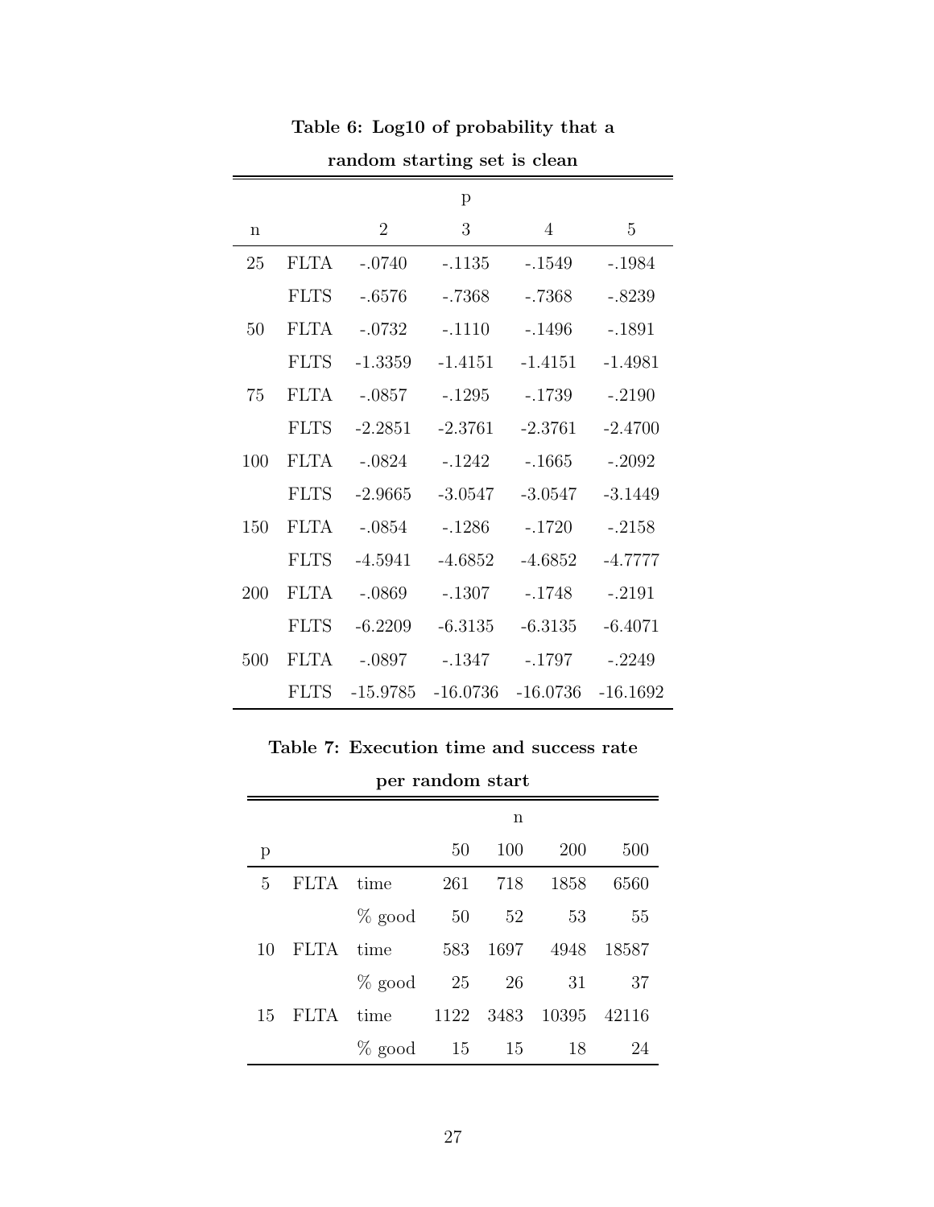**Table 6: Log10 of probability that a random starting set is clean**

| | | p | | | |
|---|---|---|---|---|---|
| n | | 2 | 3 | 4 | 5 |
| 25 | FLTA | -.0740 | -.1135 | -.1549 | -.1984 |
| | FLTS | -.6576 | -.7368 | -.7368 | -.8239 |
| 50 | FLTA | -.0732 | -.1110 | -.1496 | -.1891 |
| | FLTS | -1.3359 | -1.4151 | -1.4151 | -1.4981 |
| 75 | FLTA | -.0857 | -.1295 | -.1739 | -.2190 |
| | FLTS | -2.2851 | -2.3761 | -2.3761 | -2.4700 |
| 100 | FLTA | -.0824 | -.1242 | -.1665 | -.2092 |
| | FLTS | -2.9665 | -3.0547 | -3.0547 | -3.1449 |
| 150 | FLTA | -.0854 | -.1286 | -.1720 | -.2158 |
| | FLTS | -4.5941 | -4.6852 | -4.6852 | -4.7777 |
| 200 | FLTA | -.0869 | -.1307 | -.1748 | -.2191 |
| | FLTS | -6.2209 | -6.3135 | -6.3135 | -6.4071 |
| 500 | FLTA | -.0897 | -.1347 | -.1797 | -.2249 |
| | FLTS | -15.9785 | -16.0736 | -16.0736 | -16.1692 |

**Table 7: Execution time and success rate per random start**

| | | | n | | | |
|---|---|---|---|---|---|---|
| p | | | 50 | 100 | 200 | 500 |
| 5 | FLTA | time | 261 | 718 | 1858 | 6560 |
| | | % good | 50 | 52 | 53 | 55 |
| 10 | FLTA | time | 583 | 1697 | 4948 | 18587 |
| | | % good | 25 | 26 | 31 | 37 |
| 15 | FLTA | time | 1122 | 3483 | 10395 | 42116 |
| | | % good | 15 | 15 | 18 | 24 |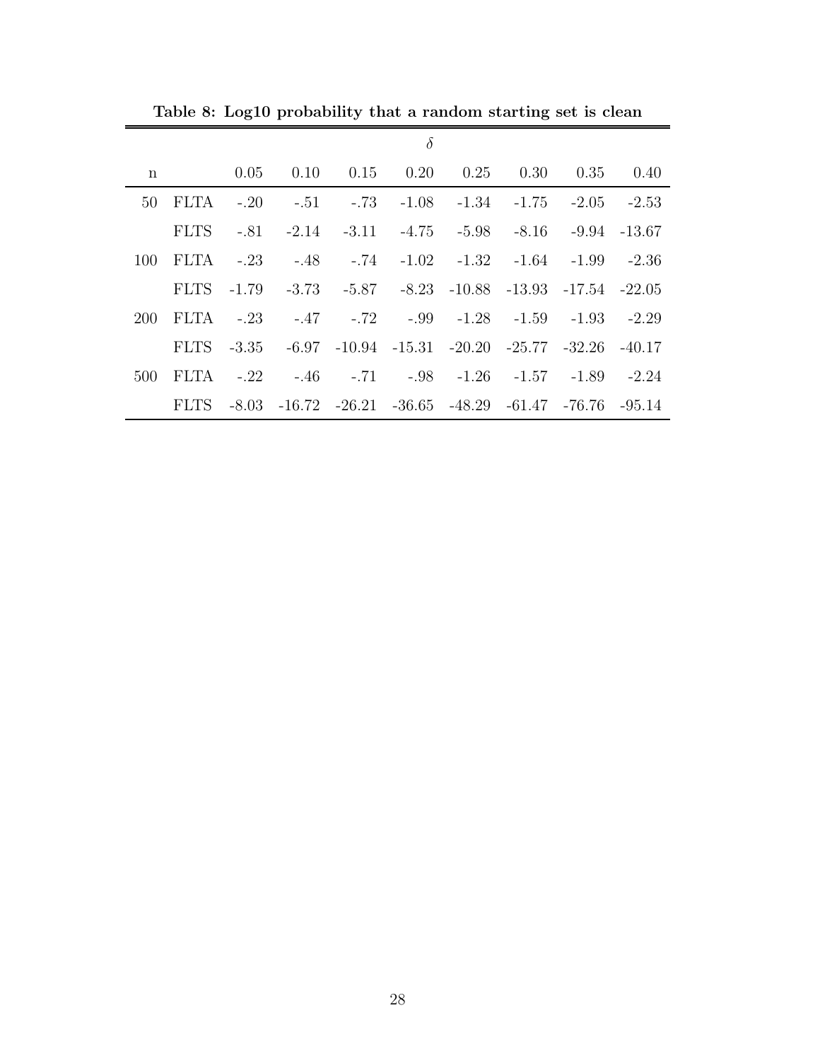**Table 8: Log10 probability that a random starting set is clean**

| | | $\delta$ | | | | | | | |
|---|---|---|---|---|---|---|---|---|---|
| n | | 0.05 | 0.10 | 0.15 | 0.20 | 0.25 | 0.30 | 0.35 | 0.40 |
| 50 | FLTA | -.20 | -.51 | -.73 | -1.08 | -1.34 | -1.75 | -2.05 | -2.53 |
| | FLTS | -.81 | -2.14 | -3.11 | -4.75 | -5.98 | -8.16 | -9.94 | -13.67 |
| 100 | FLTA | -.23 | -.48 | -.74 | -1.02 | -1.32 | -1.64 | -1.99 | -2.36 |
| | FLTS | -1.79 | -3.73 | -5.87 | -8.23 | -10.88 | -13.93 | -17.54 | -22.05 |
| 200 | FLTA | -.23 | -.47 | -.72 | -.99 | -1.28 | -1.59 | -1.93 | -2.29 |
| | FLTS | -3.35 | -6.97 | -10.94 | -15.31 | -20.20 | -25.77 | -32.26 | -40.17 |
| 500 | FLTA | -.22 | -.46 | -.71 | -.98 | -1.26 | -1.57 | -1.89 | -2.24 |
| | FLTS | -8.03 | -16.72 | -26.21 | -36.65 | -48.29 | -61.47 | -76.76 | -95.14 |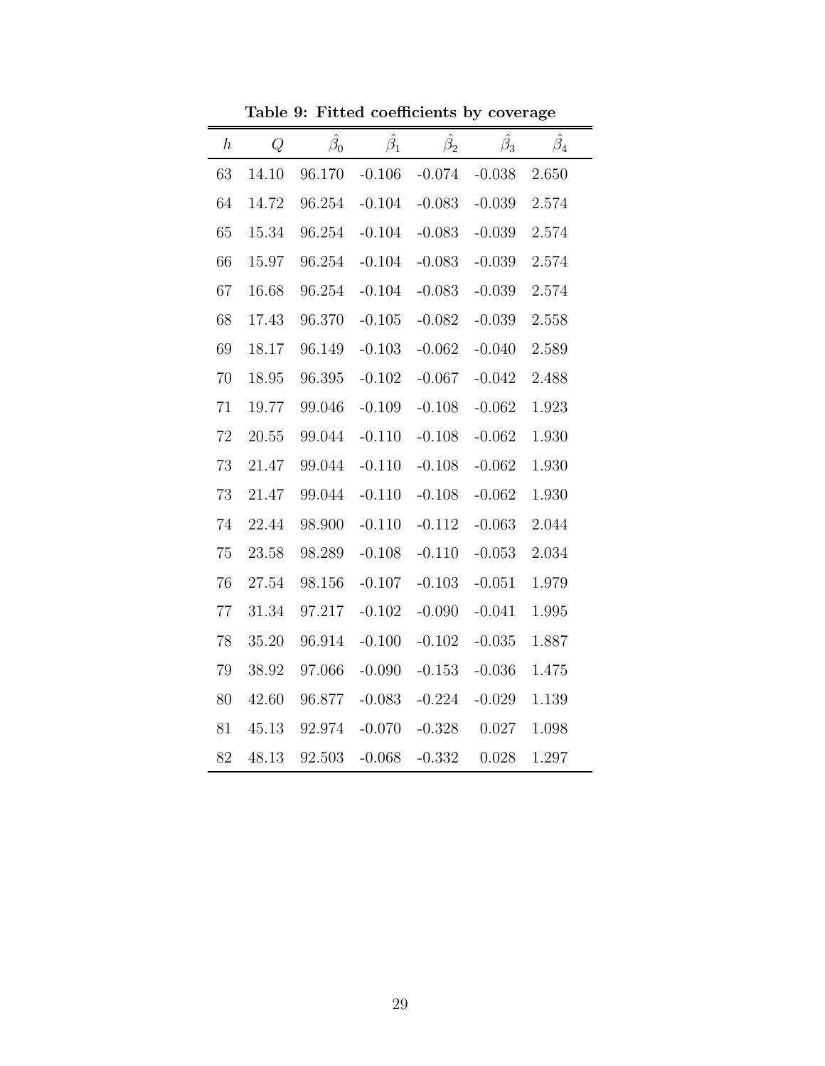**Table 9: Fitted coefficients by coverage**

| $h$ | $Q$ | $\hat{\beta}_0$ | $\hat{\beta}_1$ | $\hat{\beta}_2$ | $\hat{\beta}_3$ | $\hat{\beta}_4$ |
|---|---|---|---|---|---|---|
| 63 | 14.10 | 96.170 | -0.106 | -0.074 | -0.038 | 2.650 |
| 64 | 14.72 | 96.254 | -0.104 | -0.083 | -0.039 | 2.574 |
| 65 | 15.34 | 96.254 | -0.104 | -0.083 | -0.039 | 2.574 |
| 66 | 15.97 | 96.254 | -0.104 | -0.083 | -0.039 | 2.574 |
| 67 | 16.68 | 96.254 | -0.104 | -0.083 | -0.039 | 2.574 |
| 68 | 17.43 | 96.370 | -0.105 | -0.082 | -0.039 | 2.558 |
| 69 | 18.17 | 96.149 | -0.103 | -0.062 | -0.040 | 2.589 |
| 70 | 18.95 | 96.395 | -0.102 | -0.067 | -0.042 | 2.488 |
| 71 | 19.77 | 99.046 | -0.109 | -0.108 | -0.062 | 1.923 |
| 72 | 20.55 | 99.044 | -0.110 | -0.108 | -0.062 | 1.930 |
| 73 | 21.47 | 99.044 | -0.110 | -0.108 | -0.062 | 1.930 |
| 73 | 21.47 | 99.044 | -0.110 | -0.108 | -0.062 | 1.930 |
| 74 | 22.44 | 98.900 | -0.110 | -0.112 | -0.063 | 2.044 |
| 75 | 23.58 | 98.289 | -0.108 | -0.110 | -0.053 | 2.034 |
| 76 | 27.54 | 98.156 | -0.107 | -0.103 | -0.051 | 1.979 |
| 77 | 31.34 | 97.217 | -0.102 | -0.090 | -0.041 | 1.995 |
| 78 | 35.20 | 96.914 | -0.100 | -0.102 | -0.035 | 1.887 |
| 79 | 38.92 | 97.066 | -0.090 | -0.153 | -0.036 | 1.475 |
| 80 | 42.60 | 96.877 | -0.083 | -0.224 | -0.029 | 1.139 |
| 81 | 45.13 | 92.974 | -0.070 | -0.328 | 0.027 | 1.098 |
| 82 | 48.13 | 92.503 | -0.068 | -0.332 | 0.028 | 1.297 |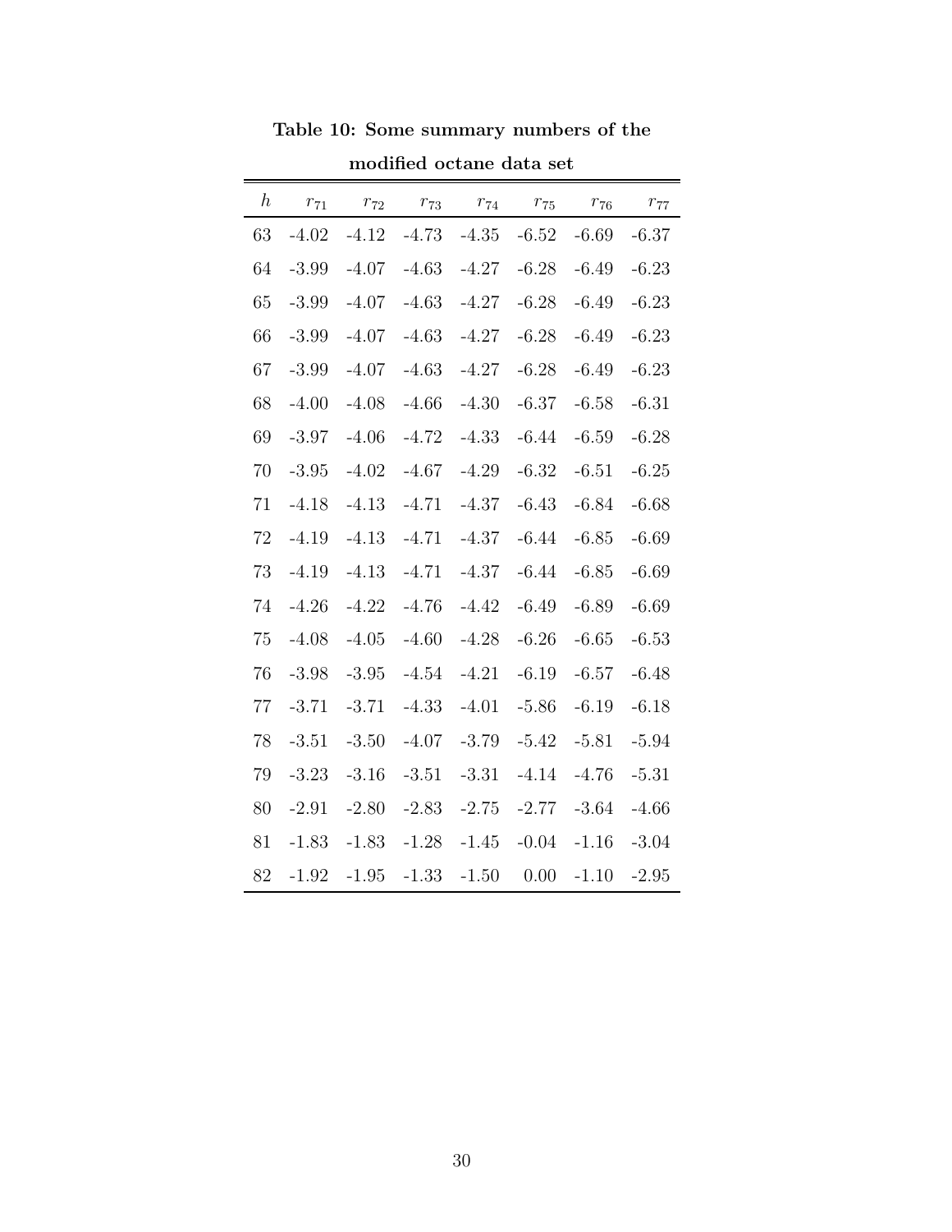**Table 10: Some summary numbers of the modified octane data set**

| $h$ | $r_{71}$ | $r_{72}$ | $r_{73}$ | $r_{74}$ | $r_{75}$ | $r_{76}$ | $r_{77}$ |
|---|---|---|---|---|---|---|---|
| 63 | -4.02 | -4.12 | -4.73 | -4.35 | -6.52 | -6.69 | -6.37 |
| 64 | -3.99 | -4.07 | -4.63 | -4.27 | -6.28 | -6.49 | -6.23 |
| 65 | -3.99 | -4.07 | -4.63 | -4.27 | -6.28 | -6.49 | -6.23 |
| 66 | -3.99 | -4.07 | -4.63 | -4.27 | -6.28 | -6.49 | -6.23 |
| 67 | -3.99 | -4.07 | -4.63 | -4.27 | -6.28 | -6.49 | -6.23 |
| 68 | -4.00 | -4.08 | -4.66 | -4.30 | -6.37 | -6.58 | -6.31 |
| 69 | -3.97 | -4.06 | -4.72 | -4.33 | -6.44 | -6.59 | -6.28 |
| 70 | -3.95 | -4.02 | -4.67 | -4.29 | -6.32 | -6.51 | -6.25 |
| 71 | -4.18 | -4.13 | -4.71 | -4.37 | -6.43 | -6.84 | -6.68 |
| 72 | -4.19 | -4.13 | -4.71 | -4.37 | -6.44 | -6.85 | -6.69 |
| 73 | -4.19 | -4.13 | -4.71 | -4.37 | -6.44 | -6.85 | -6.69 |
| 74 | -4.26 | -4.22 | -4.76 | -4.42 | -6.49 | -6.89 | -6.69 |
| 75 | -4.08 | -4.05 | -4.60 | -4.28 | -6.26 | -6.65 | -6.53 |
| 76 | -3.98 | -3.95 | -4.54 | -4.21 | -6.19 | -6.57 | -6.48 |
| 77 | -3.71 | -3.71 | -4.33 | -4.01 | -5.86 | -6.19 | -6.18 |
| 78 | -3.51 | -3.50 | -4.07 | -3.79 | -5.42 | -5.81 | -5.94 |
| 79 | -3.23 | -3.16 | -3.51 | -3.31 | -4.14 | -4.76 | -5.31 |
| 80 | -2.91 | -2.80 | -2.83 | -2.75 | -2.77 | -3.64 | -4.66 |
| 81 | -1.83 | -1.83 | -1.28 | -1.45 | -0.04 | -1.16 | -3.04 |
| 82 | -1.92 | -1.95 | -1.33 | -1.50 | 0.00 | -1.10 | -2.95 |